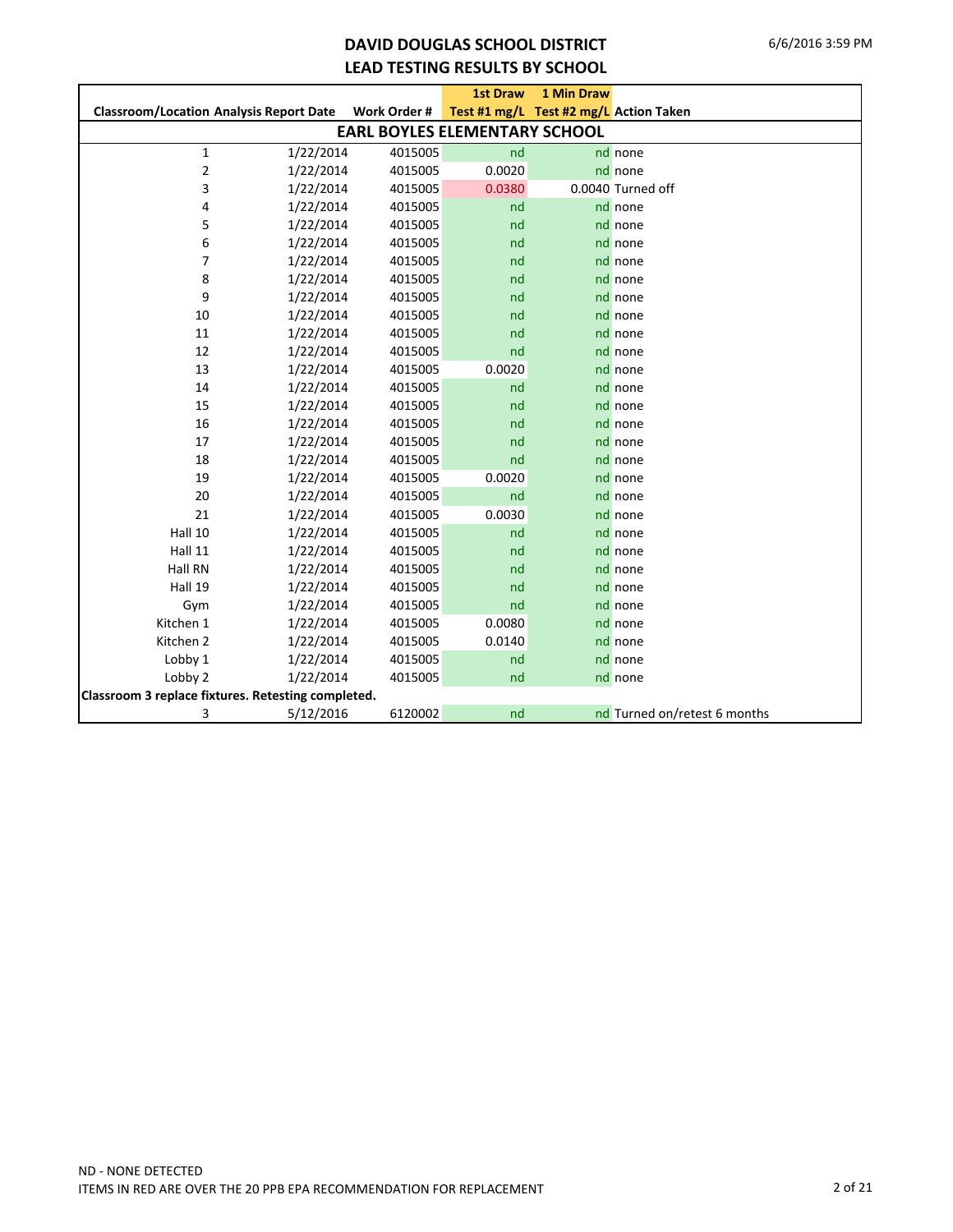# DAVID DOUGLAS SCHOOL DISTRICT
## LEAD TESTING RESULTS BY SCHOOL

| Classroom/Location | Analysis Report Date | Work Order # | 1st Draw Test #1 mg/L | 1 Min Draw Test #2 mg/L | Action Taken |
|---|---|---|---|---|---|
| **EARL BOYLES ELEMENTARY SCHOOL** | | | | | |
| 1 | 1/22/2014 | 4015005 | nd | nd | none |
| 2 | 1/22/2014 | 4015005 | 0.0020 | nd | none |
| 3 | 1/22/2014 | 4015005 | 0.0380 | 0.0040 | Turned off |
| 4 | 1/22/2014 | 4015005 | nd | nd | none |
| 5 | 1/22/2014 | 4015005 | nd | nd | none |
| 6 | 1/22/2014 | 4015005 | nd | nd | none |
| 7 | 1/22/2014 | 4015005 | nd | nd | none |
| 8 | 1/22/2014 | 4015005 | nd | nd | none |
| 9 | 1/22/2014 | 4015005 | nd | nd | none |
| 10 | 1/22/2014 | 4015005 | nd | nd | none |
| 11 | 1/22/2014 | 4015005 | nd | nd | none |
| 12 | 1/22/2014 | 4015005 | nd | nd | none |
| 13 | 1/22/2014 | 4015005 | 0.0020 | nd | none |
| 14 | 1/22/2014 | 4015005 | nd | nd | none |
| 15 | 1/22/2014 | 4015005 | nd | nd | none |
| 16 | 1/22/2014 | 4015005 | nd | nd | none |
| 17 | 1/22/2014 | 4015005 | nd | nd | none |
| 18 | 1/22/2014 | 4015005 | nd | nd | none |
| 19 | 1/22/2014 | 4015005 | 0.0020 | nd | none |
| 20 | 1/22/2014 | 4015005 | nd | nd | none |
| 21 | 1/22/2014 | 4015005 | 0.0030 | nd | none |
| Hall 10 | 1/22/2014 | 4015005 | nd | nd | none |
| Hall 11 | 1/22/2014 | 4015005 | nd | nd | none |
| Hall RN | 1/22/2014 | 4015005 | nd | nd | none |
| Hall 19 | 1/22/2014 | 4015005 | nd | nd | none |
| Gym | 1/22/2014 | 4015005 | nd | nd | none |
| Kitchen 1 | 1/22/2014 | 4015005 | 0.0080 | nd | none |
| Kitchen 2 | 1/22/2014 | 4015005 | 0.0140 | nd | none |
| Lobby 1 | 1/22/2014 | 4015005 | nd | nd | none |
| Lobby 2 | 1/22/2014 | 4015005 | nd | nd | none |
| **Classroom 3 replace fixtures. Retesting completed.** | | | | | |
| 3 | 5/12/2016 | 6120002 | nd | nd | Turned on/retest 6 months |

ND - NONE DETECTED

ITEMS IN RED ARE OVER THE 20 PPB EPA RECOMMENDATION FOR REPLACEMENT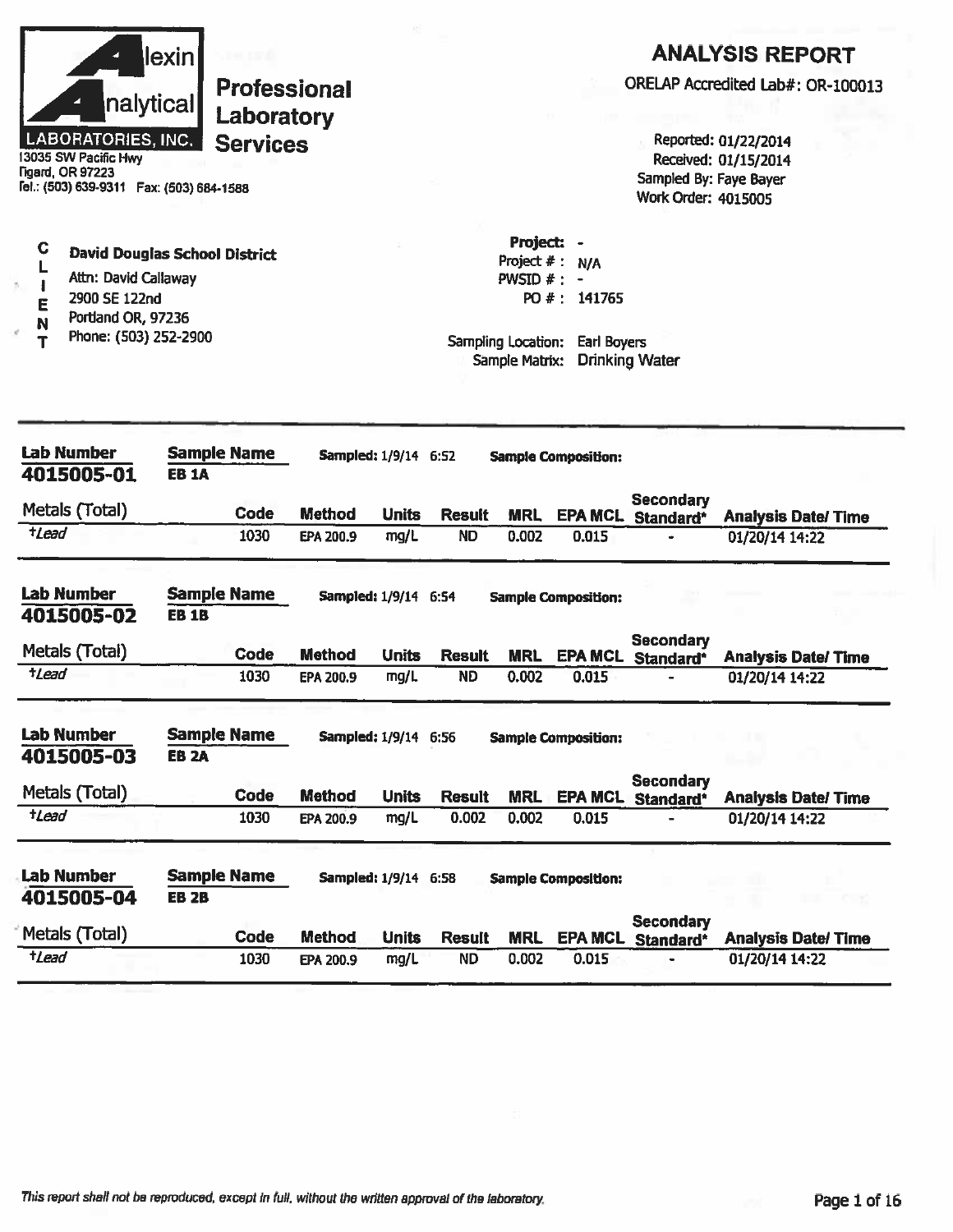**Alexin Analytical Laboratories, Inc.**

**Professional Laboratory Services**

13035 SW Pacific Hwy
Tigard, OR 97223
Tel.: (503) 639-9311 Fax: (503) 684-1588

# ANALYSIS REPORT

ORELAP Accredited Lab#: OR-100013

Reported: 01/22/2014
Received: 01/15/2014
Sampled By: Faye Bayer
Work Order: 4015005

**CLIENT**

**David Douglas School District**
Attn: David Callaway
2900 SE 122nd
Portland OR, 97236
Phone: (503) 252-2900

Project: -
Project # : N/A
PWSID # : -
PO # : 141765

Sampling Location: Earl Boyers
Sample Matrix: Drinking Water

---

**Lab Number:** 4015005-01 **Sample Name:** EB 1A **Sampled:** 1/9/14 6:52 **Sample Composition:**

| Metals (Total) | Code | Method | Units | Result | MRL | EPA MCL | Secondary Standard* | Analysis Date/ Time |
|---|---|---|---|---|---|---|---|---|
| *†Lead* | 1030 | EPA 200.9 | mg/L | ND | 0.002 | 0.015 | - | 01/20/14 14:22 |

**Lab Number:** 4015005-02 **Sample Name:** EB 1B **Sampled:** 1/9/14 6:54 **Sample Composition:**

| Metals (Total) | Code | Method | Units | Result | MRL | EPA MCL | Secondary Standard* | Analysis Date/ Time |
|---|---|---|---|---|---|---|---|---|
| *†Lead* | 1030 | EPA 200.9 | mg/L | ND | 0.002 | 0.015 | - | 01/20/14 14:22 |

**Lab Number:** 4015005-03 **Sample Name:** EB 2A **Sampled:** 1/9/14 6:56 **Sample Composition:**

| Metals (Total) | Code | Method | Units | Result | MRL | EPA MCL | Secondary Standard* | Analysis Date/ Time |
|---|---|---|---|---|---|---|---|---|
| *†Lead* | 1030 | EPA 200.9 | mg/L | 0.002 | 0.002 | 0.015 | - | 01/20/14 14:22 |

**Lab Number:** 4015005-04 **Sample Name:** EB 2B **Sampled:** 1/9/14 6:58 **Sample Composition:**

| Metals (Total) | Code | Method | Units | Result | MRL | EPA MCL | Secondary Standard* | Analysis Date/ Time |
|---|---|---|---|---|---|---|---|---|
| *†Lead* | 1030 | EPA 200.9 | mg/L | ND | 0.002 | 0.015 | - | 01/20/14 14:22 |

*This report shall not be reproduced, except in full, without the written approval of the laboratory.*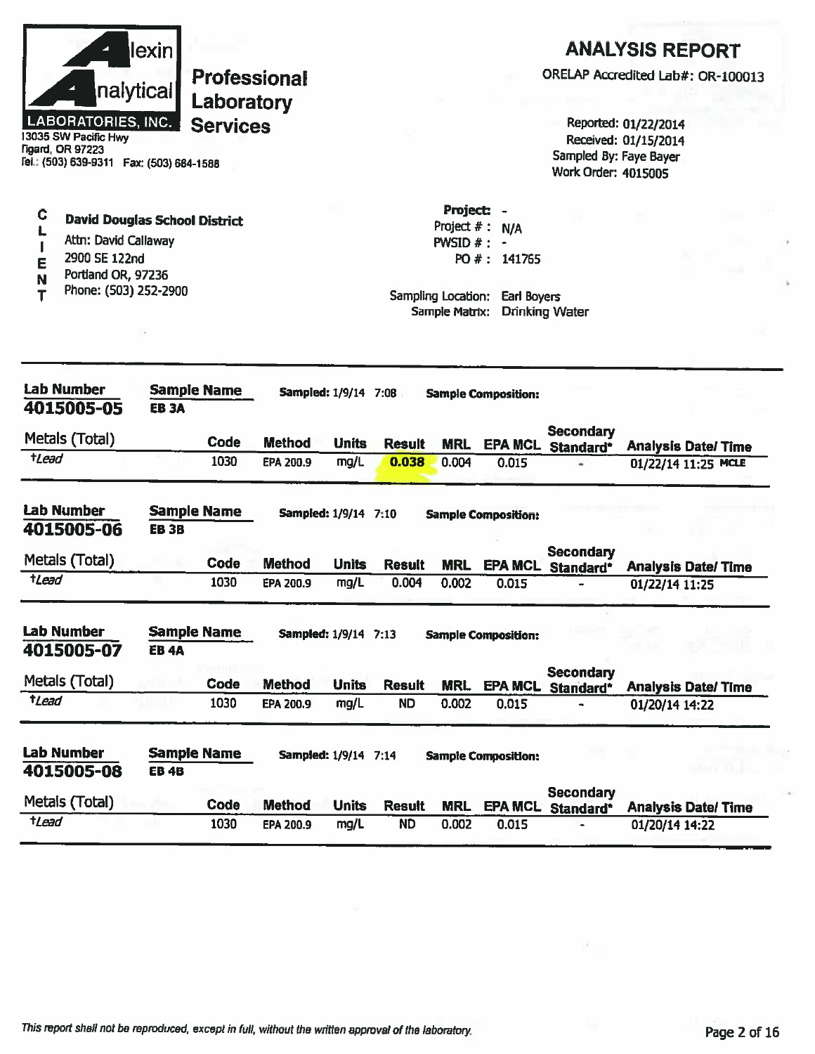**Alexin Analytical Laboratories, Inc.**

**Professional Laboratory Services**

13035 SW Pacific Hwy
Tigard, OR 97223
Tel.: (503) 639-9311 Fax: (503) 684-1588

# ANALYSIS REPORT

ORELAP Accredited Lab#: OR-100013

Reported: 01/22/2014
Received: 01/15/2014
Sampled By: Faye Bayer
Work Order: 4015005

**CLIENT**

**David Douglas School District**
Attn: David Callaway
2900 SE 122nd
Portland OR, 97236
Phone: (503) 252-2900

**Project:** -
Project # : N/A
PWSID # : -
PO # : 141765

Sampling Location: Earl Boyers
Sample Matrix: Drinking Water

---

**Lab Number** 4015005-05 | **Sample Name** EB 3A | **Sampled:** 1/9/14 7:08 | **Sample Composition:**

| Metals (Total) | Code | Method | Units | Result | MRL | EPA MCL | Secondary Standard* | Analysis Date/ Time |
|---|---|---|---|---|---|---|---|---|
| †*Lead* | 1030 | EPA 200.9 | mg/L | **0.038** | 0.004 | 0.015 | - | 01/22/14 11:25 MCLE |

**Lab Number** 4015005-06 | **Sample Name** EB 3B | **Sampled:** 1/9/14 7:10 | **Sample Composition:**

| Metals (Total) | Code | Method | Units | Result | MRL | EPA MCL | Secondary Standard* | Analysis Date/ Time |
|---|---|---|---|---|---|---|---|---|
| †*Lead* | 1030 | EPA 200.9 | mg/L | 0.004 | 0.002 | 0.015 | - | 01/22/14 11:25 |

**Lab Number** 4015005-07 | **Sample Name** EB 4A | **Sampled:** 1/9/14 7:13 | **Sample Composition:**

| Metals (Total) | Code | Method | Units | Result | MRL | EPA MCL | Secondary Standard* | Analysis Date/ Time |
|---|---|---|---|---|---|---|---|---|
| †*Lead* | 1030 | EPA 200.9 | mg/L | ND | 0.002 | 0.015 | - | 01/20/14 14:22 |

**Lab Number** 4015005-08 | **Sample Name** EB 4B | **Sampled:** 1/9/14 7:14 | **Sample Composition:**

| Metals (Total) | Code | Method | Units | Result | MRL | EPA MCL | Secondary Standard* | Analysis Date/ Time |
|---|---|---|---|---|---|---|---|---|
| †*Lead* | 1030 | EPA 200.9 | mg/L | ND | 0.002 | 0.015 | - | 01/20/14 14:22 |

*This report shall not be reproduced, except in full, without the written approval of the laboratory.*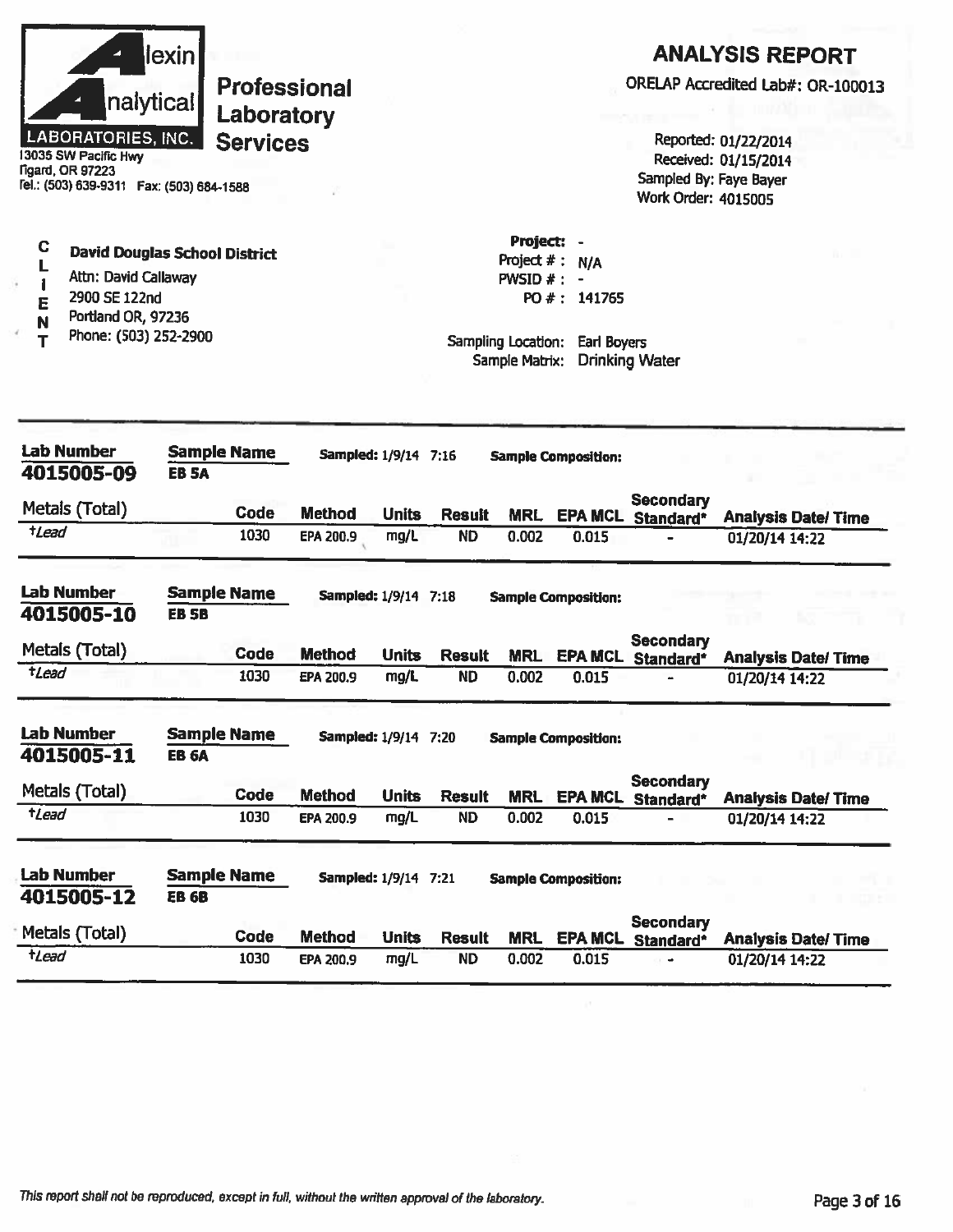**Alexin Analytical LABORATORIES, INC.**
13035 SW Pacific Hwy
Tigard, OR 97223
Tel.: (503) 639-9311 Fax: (503) 684-1588

**Professional Laboratory Services**

## ANALYSIS REPORT

ORELAP Accredited Lab#: OR-100013

Reported: 01/22/2014
Received: 01/15/2014
Sampled By: Faye Bayer
Work Order: 4015005

**CLIENT**

**David Douglas School District**
Attn: David Callaway
2900 SE 122nd
Portland OR, 97236
Phone: (503) 252-2900

Project: -
Project # : N/A
PWSID # : -
PO # : 141765

Sampling Location: Earl Boyers
Sample Matrix: Drinking Water

---

**Lab Number** 4015005-09 | **Sample Name** EB 5A | **Sampled:** 1/9/14 7:16 | **Sample Composition:**

| Metals (Total) | Code | Method | Units | Result | MRL | EPA MCL | Secondary Standard* | Analysis Date/ Time |
|---|---|---|---|---|---|---|---|---|
| †*Lead* | 1030 | EPA 200.9 | mg/L | ND | 0.002 | 0.015 | - | 01/20/14 14:22 |

**Lab Number** 4015005-10 | **Sample Name** EB 5B | **Sampled:** 1/9/14 7:18 | **Sample Composition:**

| Metals (Total) | Code | Method | Units | Result | MRL | EPA MCL | Secondary Standard* | Analysis Date/ Time |
|---|---|---|---|---|---|---|---|---|
| †*Lead* | 1030 | EPA 200.9 | mg/L | ND | 0.002 | 0.015 | - | 01/20/14 14:22 |

**Lab Number** 4015005-11 | **Sample Name** EB 6A | **Sampled:** 1/9/14 7:20 | **Sample Composition:**

| Metals (Total) | Code | Method | Units | Result | MRL | EPA MCL | Secondary Standard* | Analysis Date/ Time |
|---|---|---|---|---|---|---|---|---|
| †*Lead* | 1030 | EPA 200.9 | mg/L | ND | 0.002 | 0.015 | - | 01/20/14 14:22 |

**Lab Number** 4015005-12 | **Sample Name** EB 6B | **Sampled:** 1/9/14 7:21 | **Sample Composition:**

| Metals (Total) | Code | Method | Units | Result | MRL | EPA MCL | Secondary Standard* | Analysis Date/ Time |
|---|---|---|---|---|---|---|---|---|
| †*Lead* | 1030 | EPA 200.9 | mg/L | ND | 0.002 | 0.015 | - | 01/20/14 14:22 |

*This report shall not be reproduced, except in full, without the written approval of the laboratory.*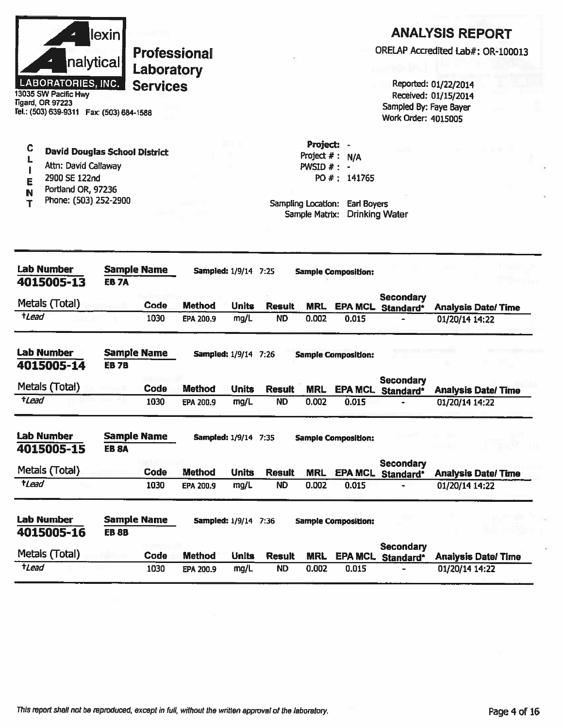**Alexin Analytical Laboratories, Inc.**

**Professional Laboratory Services**

13035 SW Pacific Hwy
Tigard, OR 97223
Tel.: (503) 639-9311 Fax: (503) 684-1588

## ANALYSIS REPORT

ORELAP Accredited Lab#: OR-100013

Reported: 01/22/2014
Received: 01/15/2014
Sampled By: Faye Bayer
Work Order: 4015005

**CLIENT**

**David Douglas School District**
Attn: David Callaway
2900 SE 122nd
Portland OR, 97236
Phone: (503) 252-2900

**Project:** -
Project # : N/A
PWSID # : -
PO # : 141765

Sampling Location: Earl Boyers
Sample Matrix: Drinking Water

---

**Lab Number:** 4015005-13 | **Sample Name:** EB 7A | **Sampled:** 1/9/14 7:25 | **Sample Composition:**

| Metals (Total) | Code | Method | Units | Result | MRL | EPA MCL | Secondary Standard* | Analysis Date/ Time |
|---|---|---|---|---|---|---|---|---|
| †*Lead* | 1030 | EPA 200.9 | mg/L | ND | 0.002 | 0.015 | - | 01/20/14 14:22 |

**Lab Number:** 4015005-14 | **Sample Name:** EB 7B | **Sampled:** 1/9/14 7:26 | **Sample Composition:**

| Metals (Total) | Code | Method | Units | Result | MRL | EPA MCL | Secondary Standard* | Analysis Date/ Time |
|---|---|---|---|---|---|---|---|---|
| †*Lead* | 1030 | EPA 200.9 | mg/L | ND | 0.002 | 0.015 | - | 01/20/14 14:22 |

**Lab Number:** 4015005-15 | **Sample Name:** EB 8A | **Sampled:** 1/9/14 7:35 | **Sample Composition:**

| Metals (Total) | Code | Method | Units | Result | MRL | EPA MCL | Secondary Standard* | Analysis Date/ Time |
|---|---|---|---|---|---|---|---|---|
| †*Lead* | 1030 | EPA 200.9 | mg/L | ND | 0.002 | 0.015 | - | 01/20/14 14:22 |

**Lab Number:** 4015005-16 | **Sample Name:** EB 8B | **Sampled:** 1/9/14 7:36 | **Sample Composition:**

| Metals (Total) | Code | Method | Units | Result | MRL | EPA MCL | Secondary Standard* | Analysis Date/ Time |
|---|---|---|---|---|---|---|---|---|
| †*Lead* | 1030 | EPA 200.9 | mg/L | ND | 0.002 | 0.015 | - | 01/20/14 14:22 |

*This report shall not be reproduced, except in full, without the written approval of the laboratory.*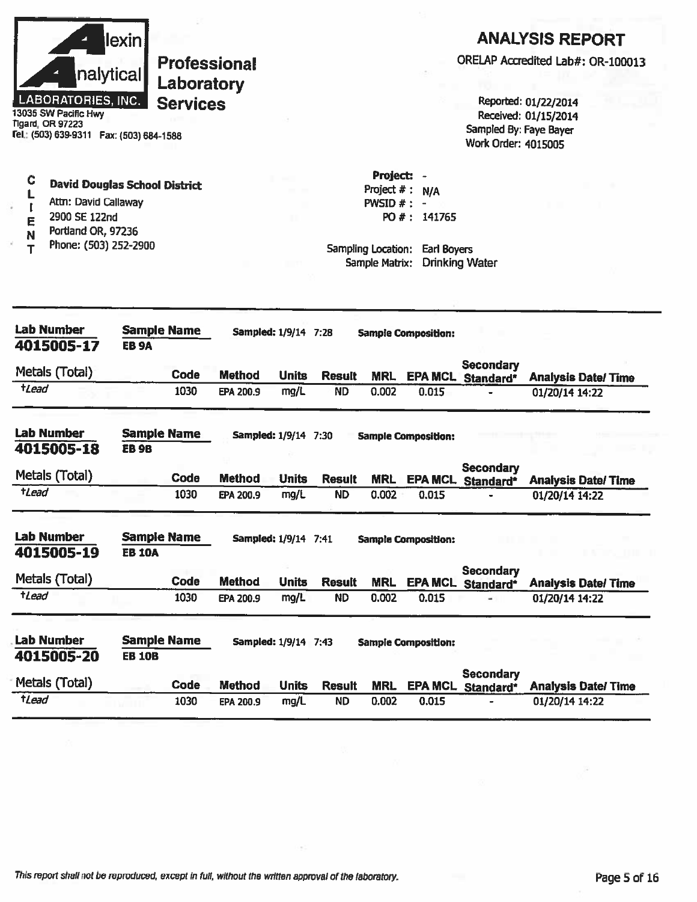**Alexin Analytical Laboratories, Inc.**
**Professional Laboratory Services**
13035 SW Pacific Hwy
Tigard, OR 97223
Tel.: (503) 639-9311 Fax: (503) 684-1588

# ANALYSIS REPORT

ORELAP Accredited Lab#: OR-100013

Reported: 01/22/2014
Received: 01/15/2014
Sampled By: Faye Bayer
Work Order: 4015005

**CLIENT**

**David Douglas School District**
Attn: David Callaway
2900 SE 122nd
Portland OR, 97236
Phone: (503) 252-2900

**Project:** -
Project # : N/A
PWSID # : -
PO # : 141765

Sampling Location: Earl Boyers
Sample Matrix: Drinking Water

---

**Lab Number:** 4015005-17 | **Sample Name:** EB 9A | **Sampled:** 1/9/14 7:28 | **Sample Composition:**

| Metals (Total) | Code | Method | Units | Result | MRL | EPA MCL | Secondary Standard* | Analysis Date/ Time |
|---|---|---|---|---|---|---|---|---|
| †Lead | 1030 | EPA 200.9 | mg/L | ND | 0.002 | 0.015 | - | 01/20/14 14:22 |

**Lab Number:** 4015005-18 | **Sample Name:** EB 9B | **Sampled:** 1/9/14 7:30 | **Sample Composition:**

| Metals (Total) | Code | Method | Units | Result | MRL | EPA MCL | Secondary Standard* | Analysis Date/ Time |
|---|---|---|---|---|---|---|---|---|
| †Lead | 1030 | EPA 200.9 | mg/L | ND | 0.002 | 0.015 | - | 01/20/14 14:22 |

**Lab Number:** 4015005-19 | **Sample Name:** EB 10A | **Sampled:** 1/9/14 7:41 | **Sample Composition:**

| Metals (Total) | Code | Method | Units | Result | MRL | EPA MCL | Secondary Standard* | Analysis Date/ Time |
|---|---|---|---|---|---|---|---|---|
| †Lead | 1030 | EPA 200.9 | mg/L | ND | 0.002 | 0.015 | - | 01/20/14 14:22 |

**Lab Number:** 4015005-20 | **Sample Name:** EB 10B | **Sampled:** 1/9/14 7:43 | **Sample Composition:**

| Metals (Total) | Code | Method | Units | Result | MRL | EPA MCL | Secondary Standard* | Analysis Date/ Time |
|---|---|---|---|---|---|---|---|---|
| †Lead | 1030 | EPA 200.9 | mg/L | ND | 0.002 | 0.015 | - | 01/20/14 14:22 |

*This report shall not be reproduced, except in full, without the written approval of the laboratory.*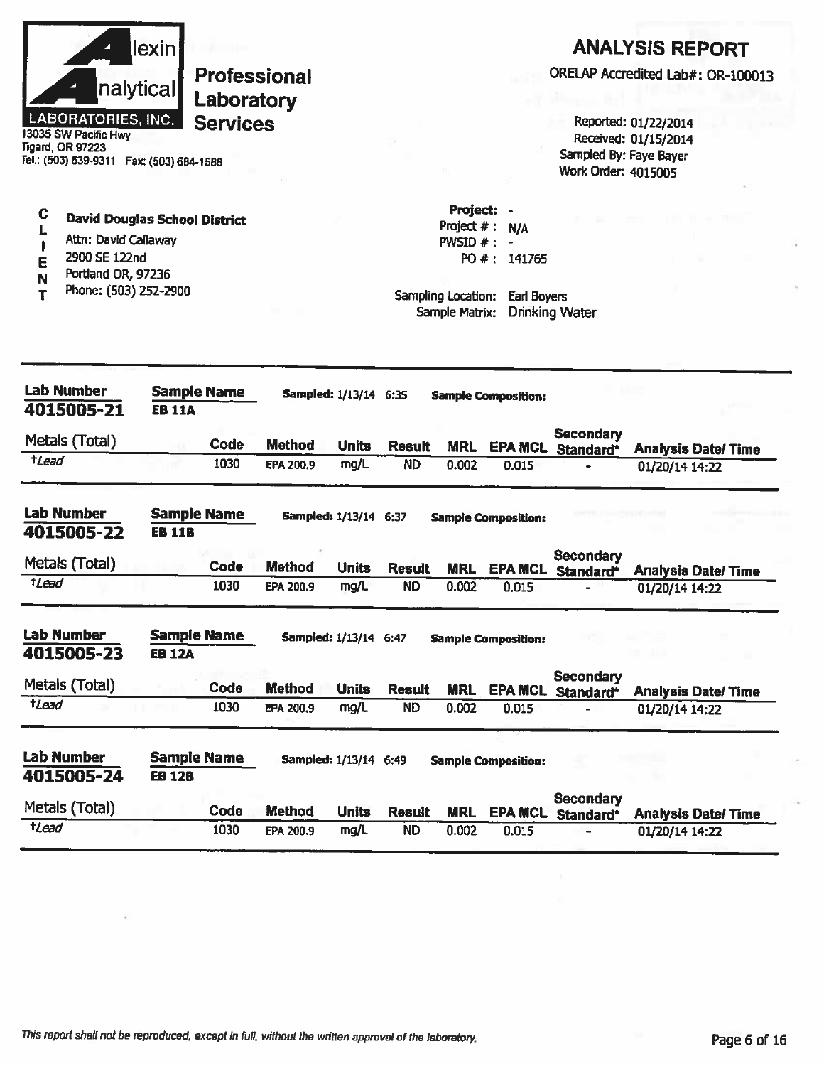**Alexin Analytical Laboratories, Inc.**

13035 SW Pacific Hwy
Tigard, OR 97223
Tel.: (503) 639-9311 Fax: (503) 684-1588

**Professional Laboratory Services**

## ANALYSIS REPORT

ORELAP Accredited Lab#: OR-100013

Reported: 01/22/2014
Received: 01/15/2014
Sampled By: Faye Bayer
Work Order: 4015005

**CLIENT**

**David Douglas School District**
Attn: David Callaway
2900 SE 122nd
Portland OR, 97236
Phone: (503) 252-2900

**Project:** -
Project # : N/A
PWSID # : -
PO # : 141765

Sampling Location: Earl Boyers
Sample Matrix: Drinking Water

---

**Lab Number:** 4015005-21 | **Sample Name:** EB 11A | **Sampled:** 1/13/14 6:35 | **Sample Composition:**

| Metals (Total) | Code | Method | Units | Result | MRL | EPA MCL | Secondary Standard* | Analysis Date/ Time |
|---|---|---|---|---|---|---|---|---|
| †Lead | 1030 | EPA 200.9 | mg/L | ND | 0.002 | 0.015 | - | 01/20/14 14:22 |

**Lab Number:** 4015005-22 | **Sample Name:** EB 11B | **Sampled:** 1/13/14 6:37 | **Sample Composition:**

| Metals (Total) | Code | Method | Units | Result | MRL | EPA MCL | Secondary Standard* | Analysis Date/ Time |
|---|---|---|---|---|---|---|---|---|
| †Lead | 1030 | EPA 200.9 | mg/L | ND | 0.002 | 0.015 | - | 01/20/14 14:22 |

**Lab Number:** 4015005-23 | **Sample Name:** EB 12A | **Sampled:** 1/13/14 6:47 | **Sample Composition:**

| Metals (Total) | Code | Method | Units | Result | MRL | EPA MCL | Secondary Standard* | Analysis Date/ Time |
|---|---|---|---|---|---|---|---|---|
| †Lead | 1030 | EPA 200.9 | mg/L | ND | 0.002 | 0.015 | - | 01/20/14 14:22 |

**Lab Number:** 4015005-24 | **Sample Name:** EB 12B | **Sampled:** 1/13/14 6:49 | **Sample Composition:**

| Metals (Total) | Code | Method | Units | Result | MRL | EPA MCL | Secondary Standard* | Analysis Date/ Time |
|---|---|---|---|---|---|---|---|---|
| †Lead | 1030 | EPA 200.9 | mg/L | ND | 0.002 | 0.015 | - | 01/20/14 14:22 |

*This report shall not be reproduced, except in full, without the written approval of the laboratory.*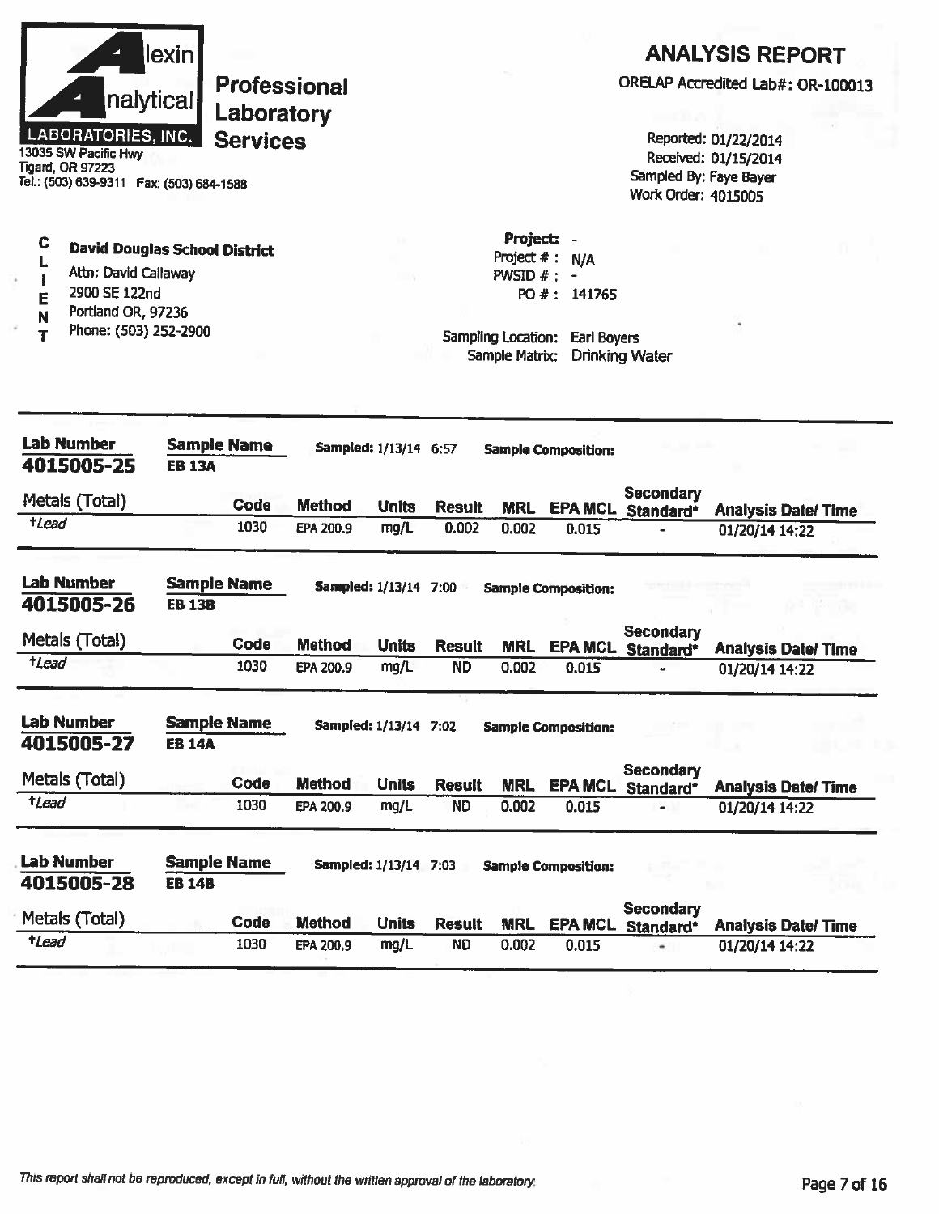# Alexin Analytical Laboratories, Inc.

**Professional Laboratory Services**

13035 SW Pacific Hwy
Tigard, OR 97223
Tel.: (503) 639-9311 Fax: (503) 684-1588

## ANALYSIS REPORT

ORELAP Accredited Lab#: OR-100013

Reported: 01/22/2014
Received: 01/15/2014
Sampled By: Faye Bayer
Work Order: 4015005

**CLIENT**

**David Douglas School District**
Attn: David Callaway
2900 SE 122nd
Portland OR, 97236
Phone: (503) 252-2900

Project: -
Project # : N/A
PWSID # : -
PO # : 141765

Sampling Location: Earl Boyers
Sample Matrix: Drinking Water

---

**Lab Number** 4015005-25 **Sample Name** EB 13A **Sampled:** 1/13/14 6:57 **Sample Composition:**

| Metals (Total) | Code | Method | Units | Result | MRL | EPA MCL | Secondary Standard* | Analysis Date/ Time |
|---|---|---|---|---|---|---|---|---|
| †*Lead* | 1030 | EPA 200.9 | mg/L | 0.002 | 0.002 | 0.015 | - | 01/20/14 14:22 |

**Lab Number** 4015005-26 **Sample Name** EB 13B **Sampled:** 1/13/14 7:00 **Sample Composition:**

| Metals (Total) | Code | Method | Units | Result | MRL | EPA MCL | Secondary Standard* | Analysis Date/ Time |
|---|---|---|---|---|---|---|---|---|
| †*Lead* | 1030 | EPA 200.9 | mg/L | ND | 0.002 | 0.015 | - | 01/20/14 14:22 |

**Lab Number** 4015005-27 **Sample Name** EB 14A **Sampled:** 1/13/14 7:02 **Sample Composition:**

| Metals (Total) | Code | Method | Units | Result | MRL | EPA MCL | Secondary Standard* | Analysis Date/ Time |
|---|---|---|---|---|---|---|---|---|
| †*Lead* | 1030 | EPA 200.9 | mg/L | ND | 0.002 | 0.015 | - | 01/20/14 14:22 |

**Lab Number** 4015005-28 **Sample Name** EB 14B **Sampled:** 1/13/14 7:03 **Sample Composition:**

| Metals (Total) | Code | Method | Units | Result | MRL | EPA MCL | Secondary Standard* | Analysis Date/ Time |
|---|---|---|---|---|---|---|---|---|
| †*Lead* | 1030 | EPA 200.9 | mg/L | ND | 0.002 | 0.015 | - | 01/20/14 14:22 |

*This report shall not be reproduced, except in full, without the written approval of the laboratory.*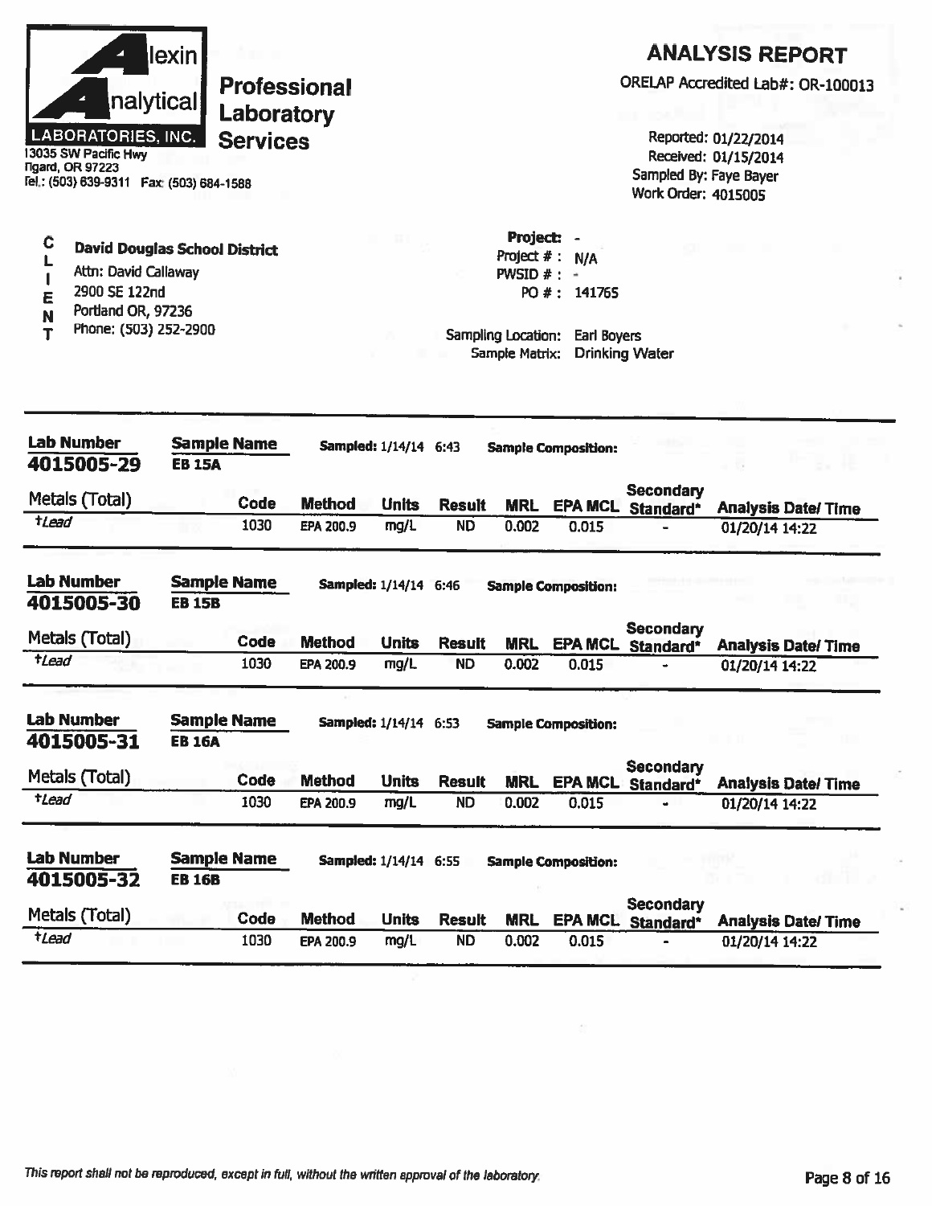**Alexin Analytical LABORATORIES, INC.**
**Professional Laboratory Services**
13035 SW Pacific Hwy
Tigard, OR 97223
Tel.: (503) 639-9311 Fax: (503) 684-1588

## ANALYSIS REPORT

ORELAP Accredited Lab#: OR-100013

Reported: 01/22/2014
Received: 01/15/2014
Sampled By: Faye Bayer
Work Order: 4015005

**CLIENT**

**David Douglas School District**
Attn: David Callaway
2900 SE 122nd
Portland OR, 97236
Phone: (503) 252-2900

**Project:** -
Project # : N/A
PWSID # : -
PO # : 141765

Sampling Location: Earl Boyers
Sample Matrix: Drinking Water

---

**Lab Number** 4015005-29 | **Sample Name** EB 15A | **Sampled:** 1/14/14 6:43 | **Sample Composition:**

| Metals (Total) | Code | Method | Units | Result | MRL | EPA MCL | Secondary Standard* | Analysis Date/ Time |
|---|---|---|---|---|---|---|---|---|
| †*Lead* | 1030 | EPA 200.9 | mg/L | ND | 0.002 | 0.015 | - | 01/20/14 14:22 |

**Lab Number** 4015005-30 | **Sample Name** EB 15B | **Sampled:** 1/14/14 6:46 | **Sample Composition:**

| Metals (Total) | Code | Method | Units | Result | MRL | EPA MCL | Secondary Standard* | Analysis Date/ Time |
|---|---|---|---|---|---|---|---|---|
| †*Lead* | 1030 | EPA 200.9 | mg/L | ND | 0.002 | 0.015 | - | 01/20/14 14:22 |

**Lab Number** 4015005-31 | **Sample Name** EB 16A | **Sampled:** 1/14/14 6:53 | **Sample Composition:**

| Metals (Total) | Code | Method | Units | Result | MRL | EPA MCL | Secondary Standard* | Analysis Date/ Time |
|---|---|---|---|---|---|---|---|---|
| †*Lead* | 1030 | EPA 200.9 | mg/L | ND | 0.002 | 0.015 | - | 01/20/14 14:22 |

**Lab Number** 4015005-32 | **Sample Name** EB 16B | **Sampled:** 1/14/14 6:55 | **Sample Composition:**

| Metals (Total) | Code | Method | Units | Result | MRL | EPA MCL | Secondary Standard* | Analysis Date/ Time |
|---|---|---|---|---|---|---|---|---|
| †*Lead* | 1030 | EPA 200.9 | mg/L | ND | 0.002 | 0.015 | - | 01/20/14 14:22 |

*This report shall not be reproduced, except in full, without the written approval of the laboratory.*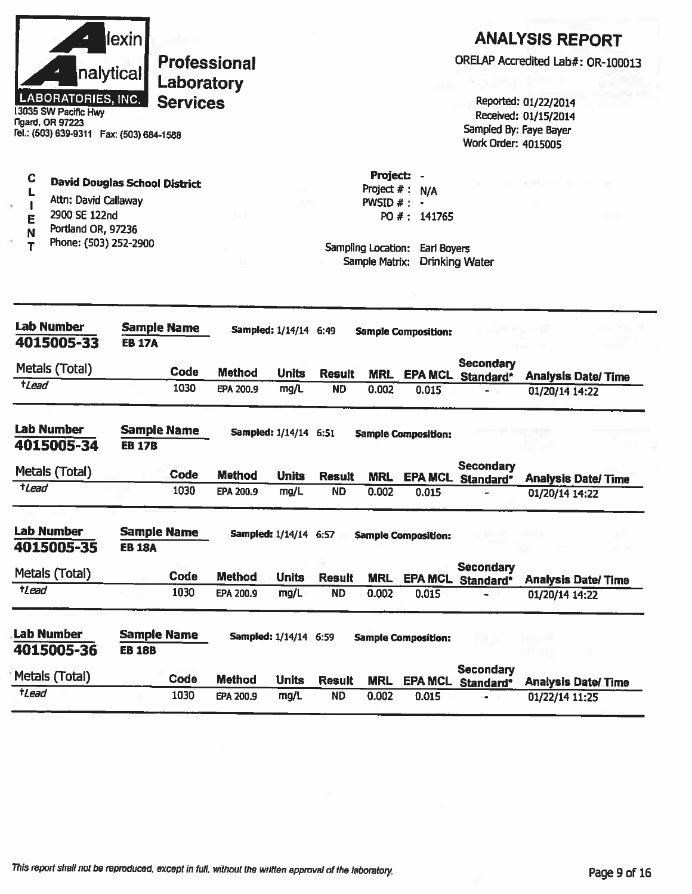**Alexin Analytical Laboratories, Inc.**
13035 SW Pacific Hwy
Tigard, OR 97223
Tel.: (503) 639-9311 Fax: (503) 684-1588

**Professional Laboratory Services**

## ANALYSIS REPORT

ORELAP Accredited Lab#: OR-100013

Reported: 01/22/2014
Received: 01/15/2014
Sampled By: Faye Bayer
Work Order: 4015005

**CLIENT**

**David Douglas School District**
Attn: David Callaway
2900 SE 122nd
Portland OR, 97236
Phone: (503) 252-2900

**Project:** -
Project # : N/A
PWSID # : -
PO # : 141765

Sampling Location: Earl Boyers
Sample Matrix: Drinking Water

---

**Lab Number:** 4015005-33 **Sample Name:** EB 17A **Sampled:** 1/14/14 6:49 **Sample Composition:**

| Metals (Total) | Code | Method | Units | Result | MRL | EPA MCL | Secondary Standard* | Analysis Date/ Time |
|---|---|---|---|---|---|---|---|---|
| †*Lead* | 1030 | EPA 200.9 | mg/L | ND | 0.002 | 0.015 | - | 01/20/14 14:22 |

**Lab Number:** 4015005-34 **Sample Name:** EB 17B **Sampled:** 1/14/14 6:51 **Sample Composition:**

| Metals (Total) | Code | Method | Units | Result | MRL | EPA MCL | Secondary Standard* | Analysis Date/ Time |
|---|---|---|---|---|---|---|---|---|
| †*Lead* | 1030 | EPA 200.9 | mg/L | ND | 0.002 | 0.015 | - | 01/20/14 14:22 |

**Lab Number:** 4015005-35 **Sample Name:** EB 18A **Sampled:** 1/14/14 6:57 **Sample Composition:**

| Metals (Total) | Code | Method | Units | Result | MRL | EPA MCL | Secondary Standard* | Analysis Date/ Time |
|---|---|---|---|---|---|---|---|---|
| †*Lead* | 1030 | EPA 200.9 | mg/L | ND | 0.002 | 0.015 | - | 01/20/14 14:22 |

**Lab Number:** 4015005-36 **Sample Name:** EB 18B **Sampled:** 1/14/14 6:59 **Sample Composition:**

| Metals (Total) | Code | Method | Units | Result | MRL | EPA MCL | Secondary Standard* | Analysis Date/ Time |
|---|---|---|---|---|---|---|---|---|
| †*Lead* | 1030 | EPA 200.9 | mg/L | ND | 0.002 | 0.015 | - | 01/22/14 11:25 |

*This report shall not be reproduced, except in full, without the written approval of the laboratory.*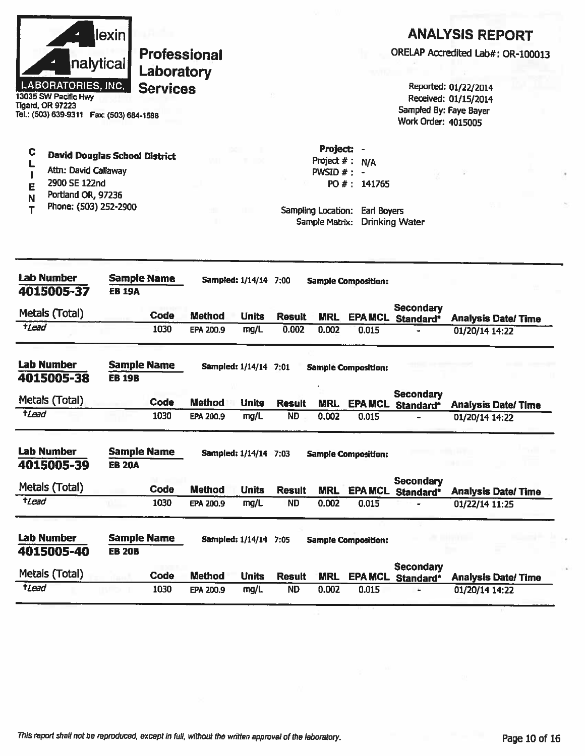**Alexin Analytical Laboratories, Inc.**
13035 SW Pacific Hwy
Tigard, OR 97223
Tel.: (503) 639-9311 Fax: (503) 684-1588

**Professional Laboratory Services**

## ANALYSIS REPORT

ORELAP Accredited Lab#: OR-100013

Reported: 01/22/2014
Received: 01/15/2014
Sampled By: Faye Bayer
Work Order: 4015005

**CLIENT**

**David Douglas School District**
Attn: David Callaway
2900 SE 122nd
Portland OR, 97236
Phone: (503) 252-2900

**Project:** -
Project # : N/A
PWSID # : -
PO # : 141765

Sampling Location: Earl Boyers
Sample Matrix: Drinking Water

---

**Lab Number:** 4015005-37 **Sample Name:** EB 19A **Sampled:** 1/14/14 7:00 **Sample Composition:**

| Metals (Total) | Code | Method | Units | Result | MRL | EPA MCL | Secondary Standard* | Analysis Date/ Time |
|---|---|---|---|---|---|---|---|---|
| †Lead | 1030 | EPA 200.9 | mg/L | 0.002 | 0.002 | 0.015 | - | 01/20/14 14:22 |

**Lab Number:** 4015005-38 **Sample Name:** EB 19B **Sampled:** 1/14/14 7:01 **Sample Composition:**

| Metals (Total) | Code | Method | Units | Result | MRL | EPA MCL | Secondary Standard* | Analysis Date/ Time |
|---|---|---|---|---|---|---|---|---|
| †Lead | 1030 | EPA 200.9 | mg/L | ND | 0.002 | 0.015 | - | 01/20/14 14:22 |

**Lab Number:** 4015005-39 **Sample Name:** EB 20A **Sampled:** 1/14/14 7:03 **Sample Composition:**

| Metals (Total) | Code | Method | Units | Result | MRL | EPA MCL | Secondary Standard* | Analysis Date/ Time |
|---|---|---|---|---|---|---|---|---|
| †Lead | 1030 | EPA 200.9 | mg/L | ND | 0.002 | 0.015 | - | 01/22/14 11:25 |

**Lab Number:** 4015005-40 **Sample Name:** EB 20B **Sampled:** 1/14/14 7:05 **Sample Composition:**

| Metals (Total) | Code | Method | Units | Result | MRL | EPA MCL | Secondary Standard* | Analysis Date/ Time |
|---|---|---|---|---|---|---|---|---|
| †Lead | 1030 | EPA 200.9 | mg/L | ND | 0.002 | 0.015 | - | 01/20/14 14:22 |

*This report shall not be reproduced, except in full, without the written approval of the laboratory.*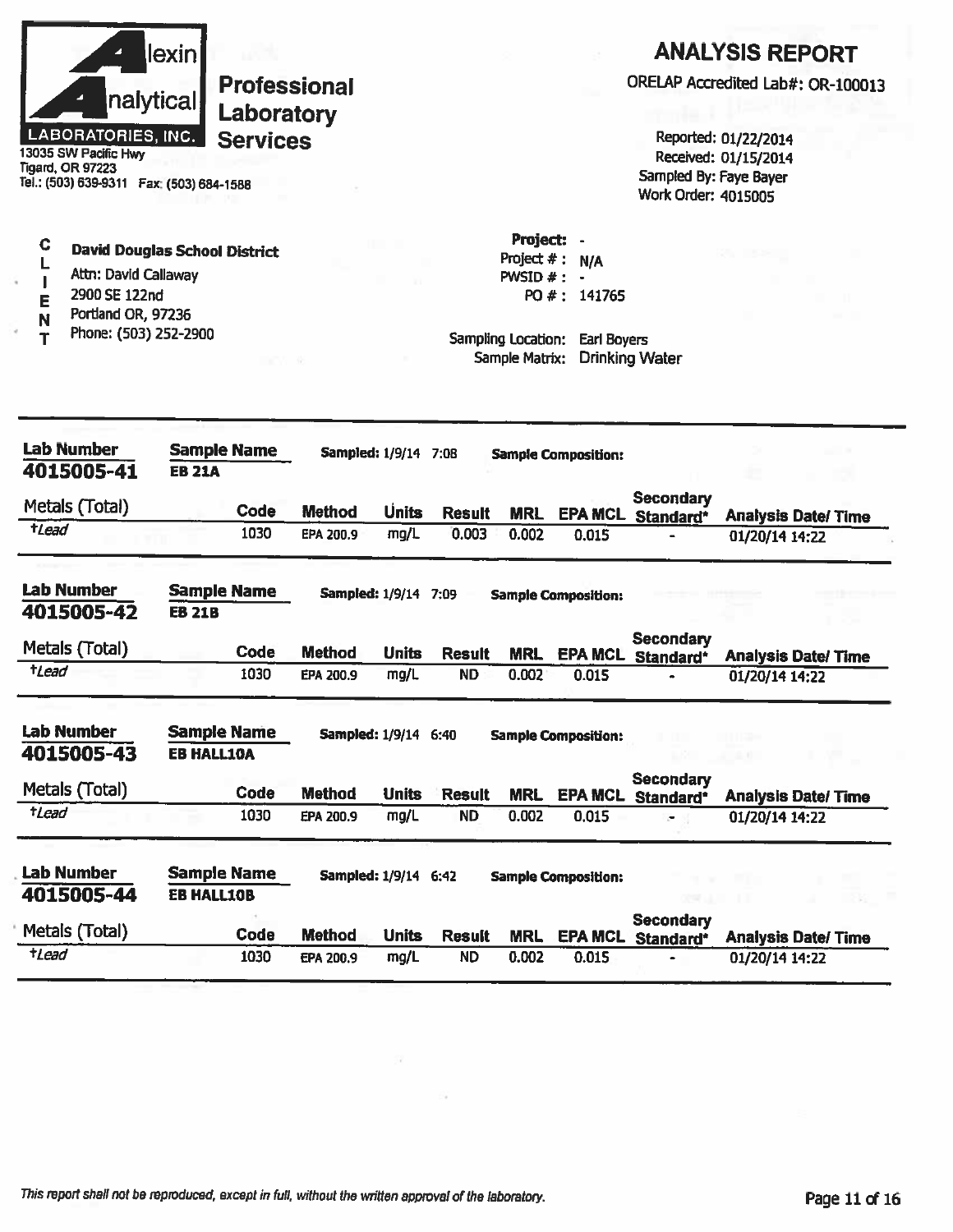**Alexin Analytical Laboratories, Inc.**
13035 SW Pacific Hwy
Tigard, OR 97223
Tel.: (503) 639-9311 Fax: (503) 684-1588

**Professional Laboratory Services**

# ANALYSIS REPORT

ORELAP Accredited Lab#: OR-100013

Reported: 01/22/2014
Received: 01/15/2014
Sampled By: Faye Bayer
Work Order: 4015005

**CLIENT**

**David Douglas School District**
Attn: David Callaway
2900 SE 122nd
Portland OR, 97236
Phone: (503) 252-2900

**Project:** -
Project # : N/A
PWSID # : -
PO # : 141765

Sampling Location: Earl Boyers
Sample Matrix: Drinking Water

---

**Lab Number:** 4015005-41 **Sample Name:** EB 21A **Sampled:** 1/9/14 7:08 **Sample Composition:**

| Metals (Total) | Code | Method | Units | Result | MRL | EPA MCL | Secondary Standard* | Analysis Date/ Time |
|---|---|---|---|---|---|---|---|---|
| †Lead | 1030 | EPA 200.9 | mg/L | 0.003 | 0.002 | 0.015 | - | 01/20/14 14:22 |

**Lab Number:** 4015005-42 **Sample Name:** EB 21B **Sampled:** 1/9/14 7:09 **Sample Composition:**

| Metals (Total) | Code | Method | Units | Result | MRL | EPA MCL | Secondary Standard* | Analysis Date/ Time |
|---|---|---|---|---|---|---|---|---|
| †Lead | 1030 | EPA 200.9 | mg/L | ND | 0.002 | 0.015 | - | 01/20/14 14:22 |

**Lab Number:** 4015005-43 **Sample Name:** EB HALL10A **Sampled:** 1/9/14 6:40 **Sample Composition:**

| Metals (Total) | Code | Method | Units | Result | MRL | EPA MCL | Secondary Standard* | Analysis Date/ Time |
|---|---|---|---|---|---|---|---|---|
| †Lead | 1030 | EPA 200.9 | mg/L | ND | 0.002 | 0.015 | - | 01/20/14 14:22 |

**Lab Number:** 4015005-44 **Sample Name:** EB HALL10B **Sampled:** 1/9/14 6:42 **Sample Composition:**

| Metals (Total) | Code | Method | Units | Result | MRL | EPA MCL | Secondary Standard* | Analysis Date/ Time |
|---|---|---|---|---|---|---|---|---|
| †Lead | 1030 | EPA 200.9 | mg/L | ND | 0.002 | 0.015 | - | 01/20/14 14:22 |

*This report shall not be reproduced, except in full, without the written approval of the laboratory.*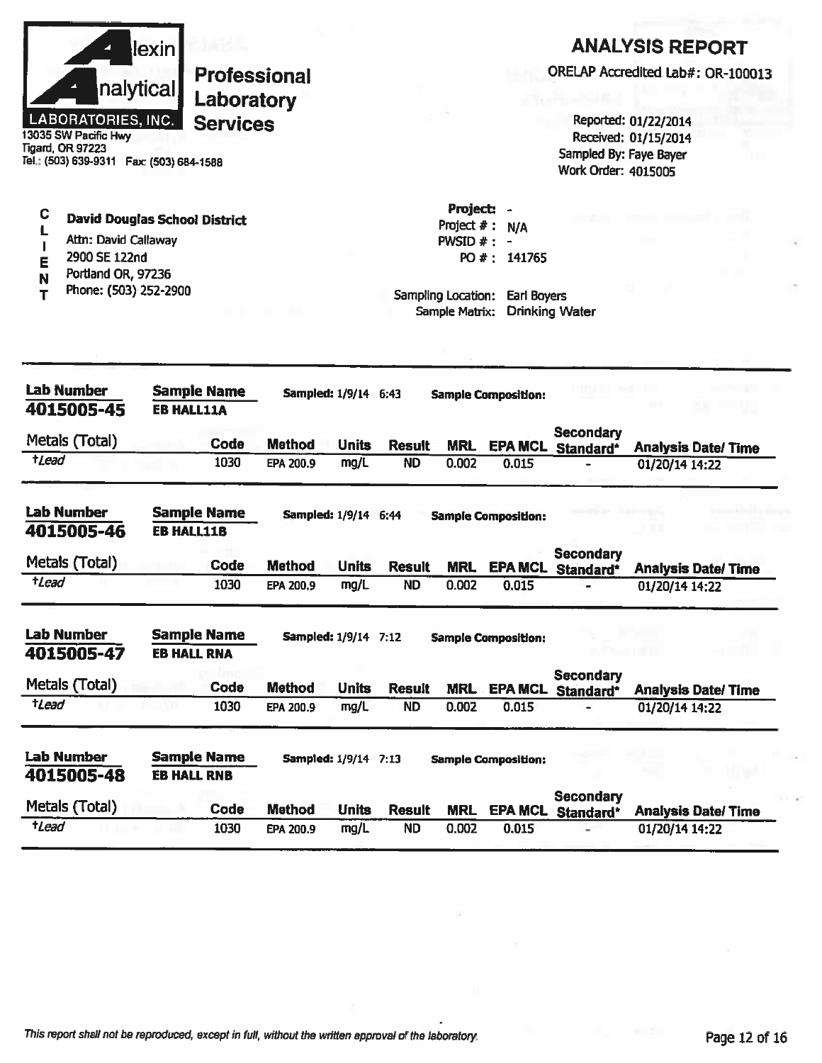**Alexin Analytical Laboratories, Inc.**
13035 SW Pacific Hwy
Tigard, OR 97223
Tel.: (503) 639-9311 Fax: (503) 684-1588

**Professional Laboratory Services**

# ANALYSIS REPORT

ORELAP Accredited Lab#: OR-100013

Reported: 01/22/2014
Received: 01/15/2014
Sampled By: Faye Bayer
Work Order: 4015005

**CLIENT**

**David Douglas School District**
Attn: David Callaway
2900 SE 122nd
Portland OR, 97236
Phone: (503) 252-2900

**Project:** -
Project #: N/A
PWSID #: -
PO #: 141765

Sampling Location: Earl Boyers
Sample Matrix: Drinking Water

---

**Lab Number:** 4015005-45 | **Sample Name:** EB HALL11A | **Sampled:** 1/9/14 6:43 | **Sample Composition:**

| Metals (Total) | Code | Method | Units | Result | MRL | EPA MCL | Secondary Standard* | Analysis Date/ Time |
|---|---|---|---|---|---|---|---|---|
| †Lead | 1030 | EPA 200.9 | mg/L | ND | 0.002 | 0.015 | - | 01/20/14 14:22 |

**Lab Number:** 4015005-46 | **Sample Name:** EB HALL11B | **Sampled:** 1/9/14 6:44 | **Sample Composition:**

| Metals (Total) | Code | Method | Units | Result | MRL | EPA MCL | Secondary Standard* | Analysis Date/ Time |
|---|---|---|---|---|---|---|---|---|
| †Lead | 1030 | EPA 200.9 | mg/L | ND | 0.002 | 0.015 | - | 01/20/14 14:22 |

**Lab Number:** 4015005-47 | **Sample Name:** EB HALL RNA | **Sampled:** 1/9/14 7:12 | **Sample Composition:**

| Metals (Total) | Code | Method | Units | Result | MRL | EPA MCL | Secondary Standard* | Analysis Date/ Time |
|---|---|---|---|---|---|---|---|---|
| †Lead | 1030 | EPA 200.9 | mg/L | ND | 0.002 | 0.015 | - | 01/20/14 14:22 |

**Lab Number:** 4015005-48 | **Sample Name:** EB HALL RNB | **Sampled:** 1/9/14 7:13 | **Sample Composition:**

| Metals (Total) | Code | Method | Units | Result | MRL | EPA MCL | Secondary Standard* | Analysis Date/ Time |
|---|---|---|---|---|---|---|---|---|
| †Lead | 1030 | EPA 200.9 | mg/L | ND | 0.002 | 0.015 | - | 01/20/14 14:22 |

*This report shall not be reproduced, except in full, without the written approval of the laboratory.*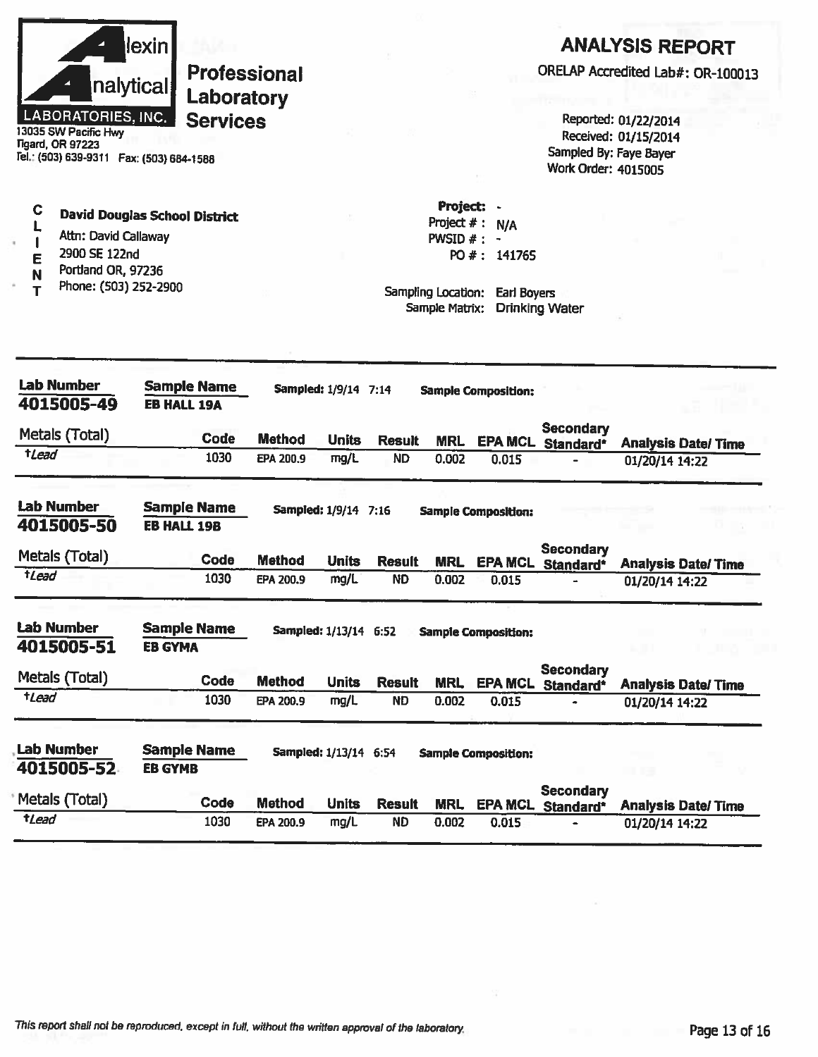**Alexin Analytical Laboratories, Inc.**
**Professional Laboratory Services**

13035 SW Pacific Hwy
Tigard, OR 97223
Tel.: (503) 639-9311 Fax: (503) 684-1588

# ANALYSIS REPORT

ORELAP Accredited Lab#: OR-100013

Reported: 01/22/2014
Received: 01/15/2014
Sampled By: Faye Bayer
Work Order: 4015005

**CLIENT**

**David Douglas School District**
Attn: David Callaway
2900 SE 122nd
Portland OR, 97236
Phone: (503) 252-2900

**Project:** -
Project # : N/A
PWSID # : -
PO # : 141765

Sampling Location: Earl Boyers
Sample Matrix: Drinking Water

---

**Lab Number:** 4015005-49 | **Sample Name:** EB HALL 19A | **Sampled:** 1/9/14 7:14 | **Sample Composition:**

| Metals (Total) | Code | Method | Units | Result | MRL | EPA MCL | Secondary Standard* | Analysis Date/ Time |
|---|---|---|---|---|---|---|---|---|
| †Lead | 1030 | EPA 200.9 | mg/L | ND | 0.002 | 0.015 | - | 01/20/14 14:22 |

**Lab Number:** 4015005-50 | **Sample Name:** EB HALL 19B | **Sampled:** 1/9/14 7:16 | **Sample Composition:**

| Metals (Total) | Code | Method | Units | Result | MRL | EPA MCL | Secondary Standard* | Analysis Date/ Time |
|---|---|---|---|---|---|---|---|---|
| †Lead | 1030 | EPA 200.9 | mg/L | ND | 0.002 | 0.015 | - | 01/20/14 14:22 |

**Lab Number:** 4015005-51 | **Sample Name:** EB GYMA | **Sampled:** 1/13/14 6:52 | **Sample Composition:**

| Metals (Total) | Code | Method | Units | Result | MRL | EPA MCL | Secondary Standard* | Analysis Date/ Time |
|---|---|---|---|---|---|---|---|---|
| †Lead | 1030 | EPA 200.9 | mg/L | ND | 0.002 | 0.015 | - | 01/20/14 14:22 |

**Lab Number:** 4015005-52 | **Sample Name:** EB GYMB | **Sampled:** 1/13/14 6:54 | **Sample Composition:**

| Metals (Total) | Code | Method | Units | Result | MRL | EPA MCL | Secondary Standard* | Analysis Date/ Time |
|---|---|---|---|---|---|---|---|---|
| †Lead | 1030 | EPA 200.9 | mg/L | ND | 0.002 | 0.015 | - | 01/20/14 14:22 |

*This report shall not be reproduced, except in full, without the written approval of the laboratory.*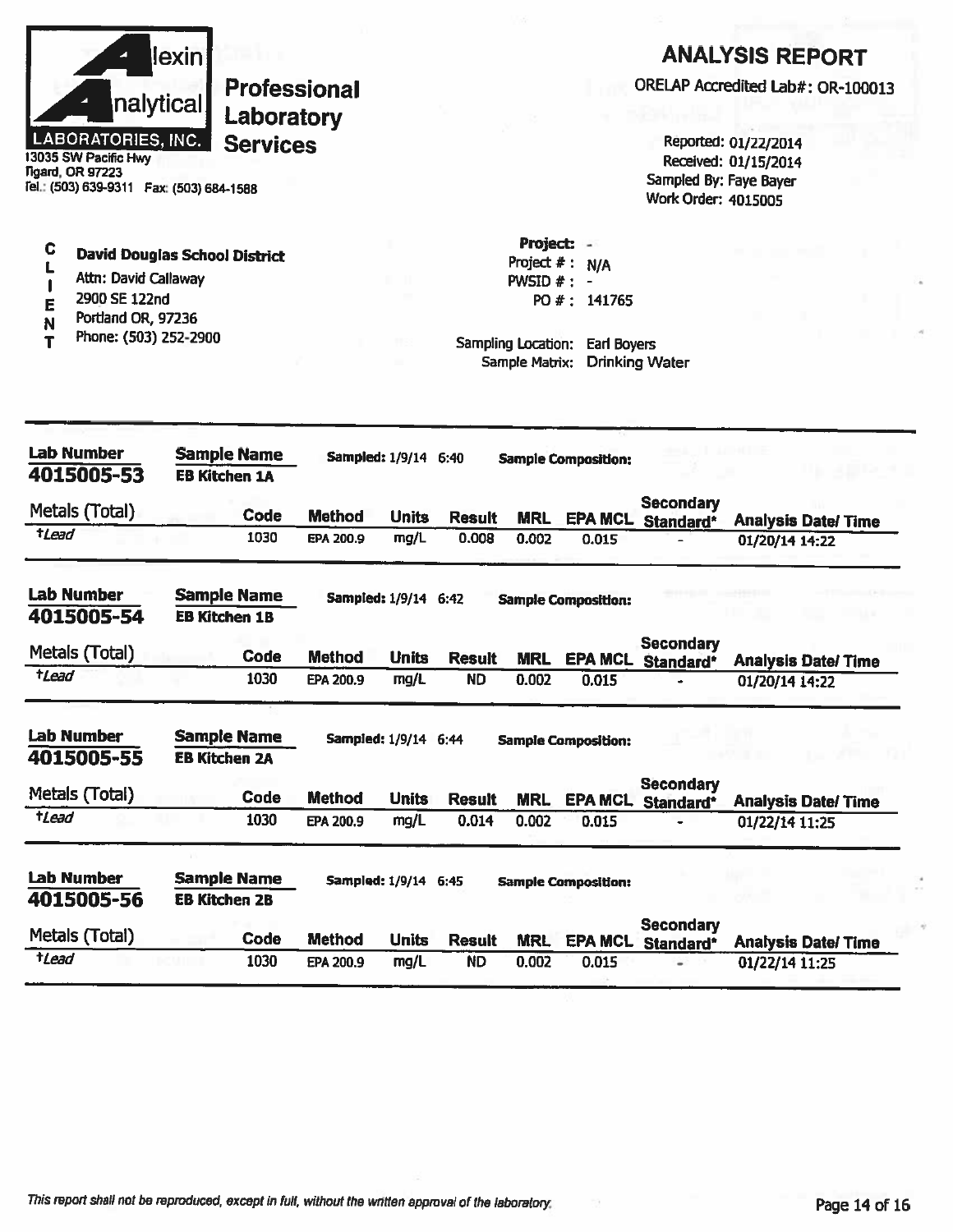**Alexin Analytical Laboratories, Inc.**

13035 SW Pacific Hwy
Tigard, OR 97223
Tel.: (503) 639-9311 Fax: (503) 684-1588

**Professional Laboratory Services**

# ANALYSIS REPORT

ORELAP Accredited Lab#: OR-100013

Reported: 01/22/2014
Received: 01/15/2014
Sampled By: Faye Bayer
Work Order: 4015005

**CLIENT**

**David Douglas School District**
Attn: David Callaway
2900 SE 122nd
Portland OR, 97236
Phone: (503) 252-2900

Project: -
Project # : N/A
PWSID # : -
PO # : 141765

Sampling Location: Earl Boyers
Sample Matrix: Drinking Water

---

**Lab Number:** 4015005-53 | **Sample Name:** EB Kitchen 1A | **Sampled:** 1/9/14 6:40 | **Sample Composition:**

| Metals (Total) | Code | Method | Units | Result | MRL | EPA MCL | Secondary Standard* | Analysis Date/ Time |
|---|---|---|---|---|---|---|---|---|
| †*Lead* | 1030 | EPA 200.9 | mg/L | 0.008 | 0.002 | 0.015 | - | 01/20/14 14:22 |

**Lab Number:** 4015005-54 | **Sample Name:** EB Kitchen 1B | **Sampled:** 1/9/14 6:42 | **Sample Composition:**

| Metals (Total) | Code | Method | Units | Result | MRL | EPA MCL | Secondary Standard* | Analysis Date/ Time |
|---|---|---|---|---|---|---|---|---|
| †*Lead* | 1030 | EPA 200.9 | mg/L | ND | 0.002 | 0.015 | - | 01/20/14 14:22 |

**Lab Number:** 4015005-55 | **Sample Name:** EB Kitchen 2A | **Sampled:** 1/9/14 6:44 | **Sample Composition:**

| Metals (Total) | Code | Method | Units | Result | MRL | EPA MCL | Secondary Standard* | Analysis Date/ Time |
|---|---|---|---|---|---|---|---|---|
| †*Lead* | 1030 | EPA 200.9 | mg/L | 0.014 | 0.002 | 0.015 | - | 01/22/14 11:25 |

**Lab Number:** 4015005-56 | **Sample Name:** EB Kitchen 2B | **Sampled:** 1/9/14 6:45 | **Sample Composition:**

| Metals (Total) | Code | Method | Units | Result | MRL | EPA MCL | Secondary Standard* | Analysis Date/ Time |
|---|---|---|---|---|---|---|---|---|
| †*Lead* | 1030 | EPA 200.9 | mg/L | ND | 0.002 | 0.015 | - | 01/22/14 11:25 |

*This report shall not be reproduced, except in full, without the written approval of the laboratory.*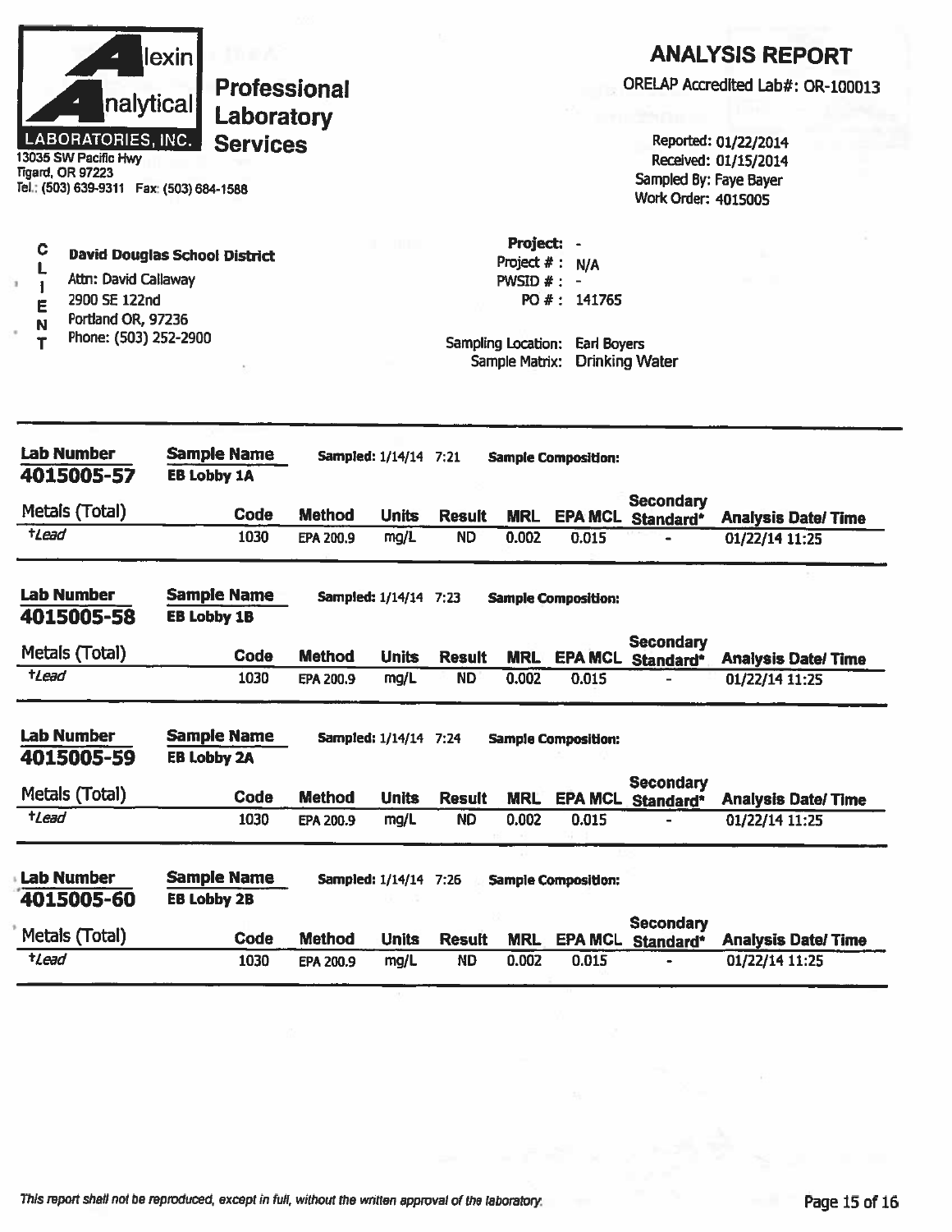**Alexin Analytical Laboratories, Inc.**
**Professional Laboratory Services**
13035 SW Pacific Hwy
Tigard, OR 97223
Tel.: (503) 639-9311 Fax: (503) 684-1588

# ANALYSIS REPORT

ORELAP Accredited Lab#: OR-100013

Reported: 01/22/2014
Received: 01/15/2014
Sampled By: Faye Bayer
Work Order: 4015005

**CLIENT**
**David Douglas School District**
Attn: David Callaway
2900 SE 122nd
Portland OR, 97236
Phone: (503) 252-2900

**Project:** -
Project # : N/A
PWSID # : -
PO # : 141765

Sampling Location: Earl Boyers
Sample Matrix: Drinking Water

---

**Lab Number:** 4015005-57 | **Sample Name:** EB Lobby 1A | **Sampled:** 1/14/14 7:21 | **Sample Composition:**

| Metals (Total) | Code | Method | Units | Result | MRL | EPA MCL | Secondary Standard* | Analysis Date/ Time |
|---|---|---|---|---|---|---|---|---|
| †*Lead* | 1030 | EPA 200.9 | mg/L | ND | 0.002 | 0.015 | - | 01/22/14 11:25 |

**Lab Number:** 4015005-58 | **Sample Name:** EB Lobby 1B | **Sampled:** 1/14/14 7:23 | **Sample Composition:**

| Metals (Total) | Code | Method | Units | Result | MRL | EPA MCL | Secondary Standard* | Analysis Date/ Time |
|---|---|---|---|---|---|---|---|---|
| †*Lead* | 1030 | EPA 200.9 | mg/L | ND | 0.002 | 0.015 | - | 01/22/14 11:25 |

**Lab Number:** 4015005-59 | **Sample Name:** EB Lobby 2A | **Sampled:** 1/14/14 7:24 | **Sample Composition:**

| Metals (Total) | Code | Method | Units | Result | MRL | EPA MCL | Secondary Standard* | Analysis Date/ Time |
|---|---|---|---|---|---|---|---|---|
| †*Lead* | 1030 | EPA 200.9 | mg/L | ND | 0.002 | 0.015 | - | 01/22/14 11:25 |

**Lab Number:** 4015005-60 | **Sample Name:** EB Lobby 2B | **Sampled:** 1/14/14 7:26 | **Sample Composition:**

| Metals (Total) | Code | Method | Units | Result | MRL | EPA MCL | Secondary Standard* | Analysis Date/ Time |
|---|---|---|---|---|---|---|---|---|
| †*Lead* | 1030 | EPA 200.9 | mg/L | ND | 0.002 | 0.015 | - | 01/22/14 11:25 |

*This report shall not be reproduced, except in full, without the written approval of the laboratory.*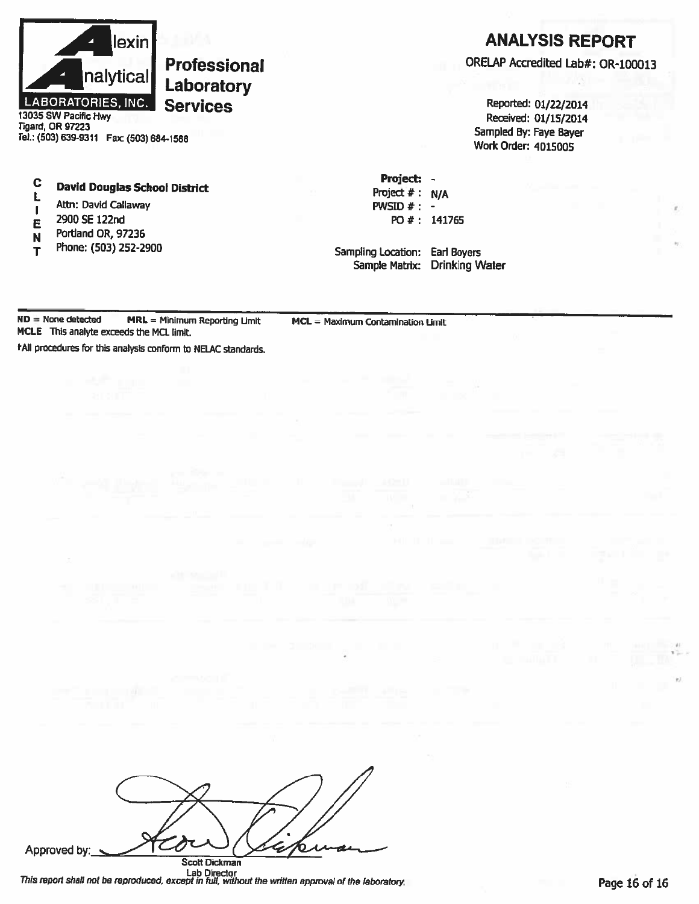**Alexin Analytical LABORATORIES, INC.**

**Professional Laboratory Services**

13035 SW Pacific Hwy
Tigard, OR 97223
Tel.: (503) 639-9311 Fax: (503) 684-1588

# ANALYSIS REPORT

ORELAP Accredited Lab#: OR-100013

Reported: 01/22/2014
Received: 01/15/2014
Sampled By: Faye Bayer
Work Order: 4015005

**CLIENT**

**David Douglas School District**
Attn: David Callaway
2900 SE 122nd
Portland OR, 97236
Phone: (503) 252-2900

**Project:** -
Project # : N/A
PWSID # : -
PO # : 141765

Sampling Location: Earl Boyers
Sample Matrix: Drinking Water

**ND** = None detected **MRL** = Minimum Reporting Limit **MCL** = Maximum Contamination Limit
**MCLE** This analyte exceeds the MCL limit.
†All procedures for this analysis conform to NELAC standards.

Approved by: Scott Dickman
Lab Director

*This report shall not be reproduced, except in full, without the written approval of the laboratory.*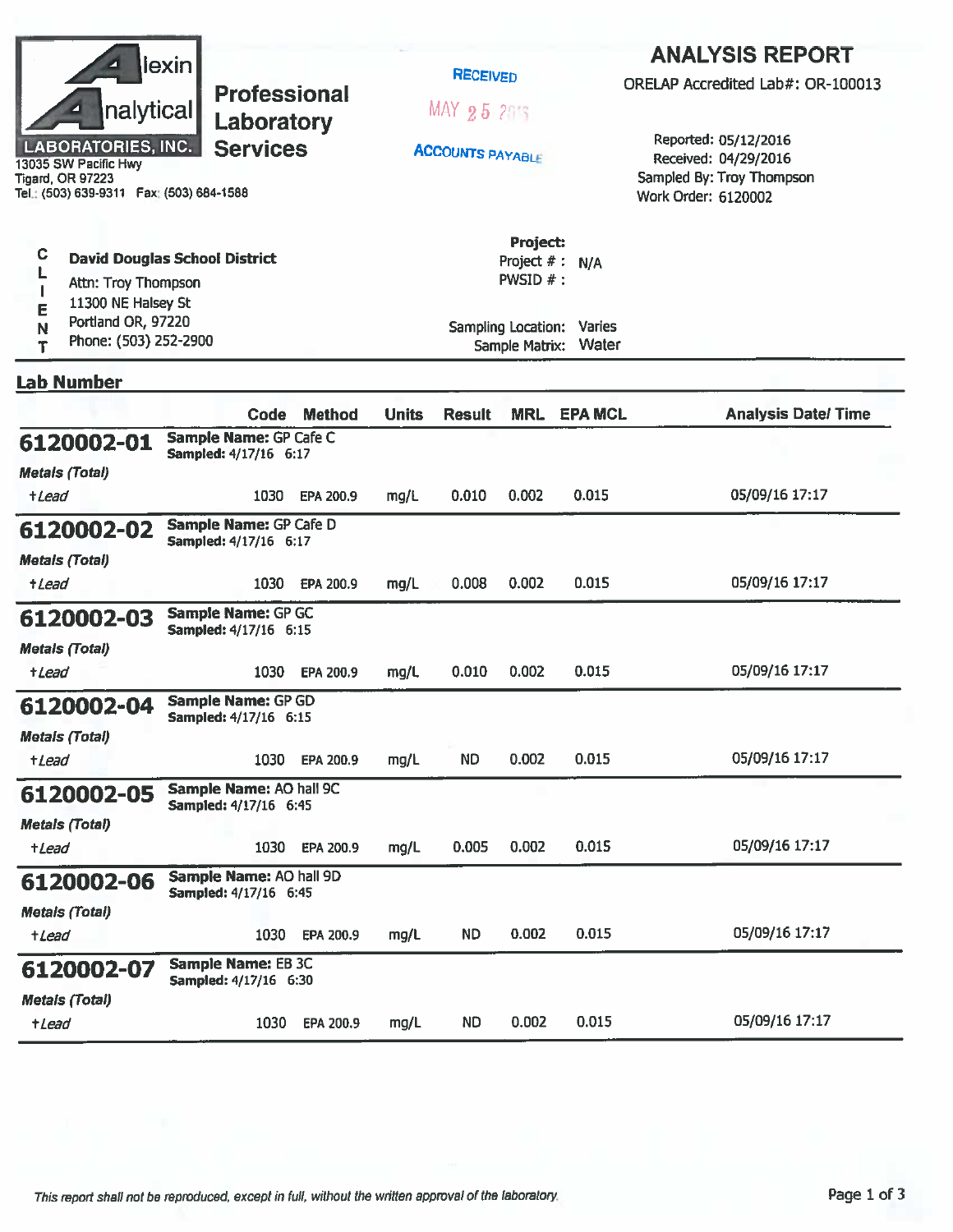**Alexin Analytical LABORATORIES, INC.**

**Professional Laboratory Services**

13035 SW Pacific Hwy
Tigard, OR 97223
Tel.: (503) 639-9311 Fax: (503) 684-1588

RECEIVED
MAY 25 2016
ACCOUNTS PAYABLE

# ANALYSIS REPORT

ORELAP Accredited Lab#: OR-100013

Reported: 05/12/2016
Received: 04/29/2016
Sampled By: Troy Thompson
Work Order: 6120002

**CLIENT**

**David Douglas School District**
Attn: Troy Thompson
11300 NE Halsey St
Portland OR, 97220
Phone: (503) 252-2900

**Project:**
Project # : N/A
PWSID # :

Sampling Location: Varies
Sample Matrix: Water

**Lab Number**

| Lab Number | | Code | Method | Units | Result | MRL | EPA MCL | Analysis Date/ Time |
|---|---|---|---|---|---|---|---|---|
| **6120002-01** | **Sample Name:** GP Cafe C **Sampled:** 4/17/16 6:17 | | | | | | | |
| *Metals (Total)* | | | | | | | | |
| †*Lead* | | 1030 | EPA 200.9 | mg/L | 0.010 | 0.002 | 0.015 | 05/09/16 17:17 |
| **6120002-02** | **Sample Name:** GP Cafe D **Sampled:** 4/17/16 6:17 | | | | | | | |
| *Metals (Total)* | | | | | | | | |
| †*Lead* | | 1030 | EPA 200.9 | mg/L | 0.008 | 0.002 | 0.015 | 05/09/16 17:17 |
| **6120002-03** | **Sample Name:** GP GC **Sampled:** 4/17/16 6:15 | | | | | | | |
| *Metals (Total)* | | | | | | | | |
| †*Lead* | | 1030 | EPA 200.9 | mg/L | 0.010 | 0.002 | 0.015 | 05/09/16 17:17 |
| **6120002-04** | **Sample Name:** GP GD **Sampled:** 4/17/16 6:15 | | | | | | | |
| *Metals (Total)* | | | | | | | | |
| †*Lead* | | 1030 | EPA 200.9 | mg/L | ND | 0.002 | 0.015 | 05/09/16 17:17 |
| **6120002-05** | **Sample Name:** AO hall 9C **Sampled:** 4/17/16 6:45 | | | | | | | |
| *Metals (Total)* | | | | | | | | |
| †*Lead* | | 1030 | EPA 200.9 | mg/L | 0.005 | 0.002 | 0.015 | 05/09/16 17:17 |
| **6120002-06** | **Sample Name:** AO hall 9D **Sampled:** 4/17/16 6:45 | | | | | | | |
| *Metals (Total)* | | | | | | | | |
| †*Lead* | | 1030 | EPA 200.9 | mg/L | ND | 0.002 | 0.015 | 05/09/16 17:17 |
| **6120002-07** | **Sample Name:** EB 3C **Sampled:** 4/17/16 6:30 | | | | | | | |
| *Metals (Total)* | | | | | | | | |
| †*Lead* | | 1030 | EPA 200.9 | mg/L | ND | 0.002 | 0.015 | 05/09/16 17:17 |

*This report shall not be reproduced, except in full, without the written approval of the laboratory.*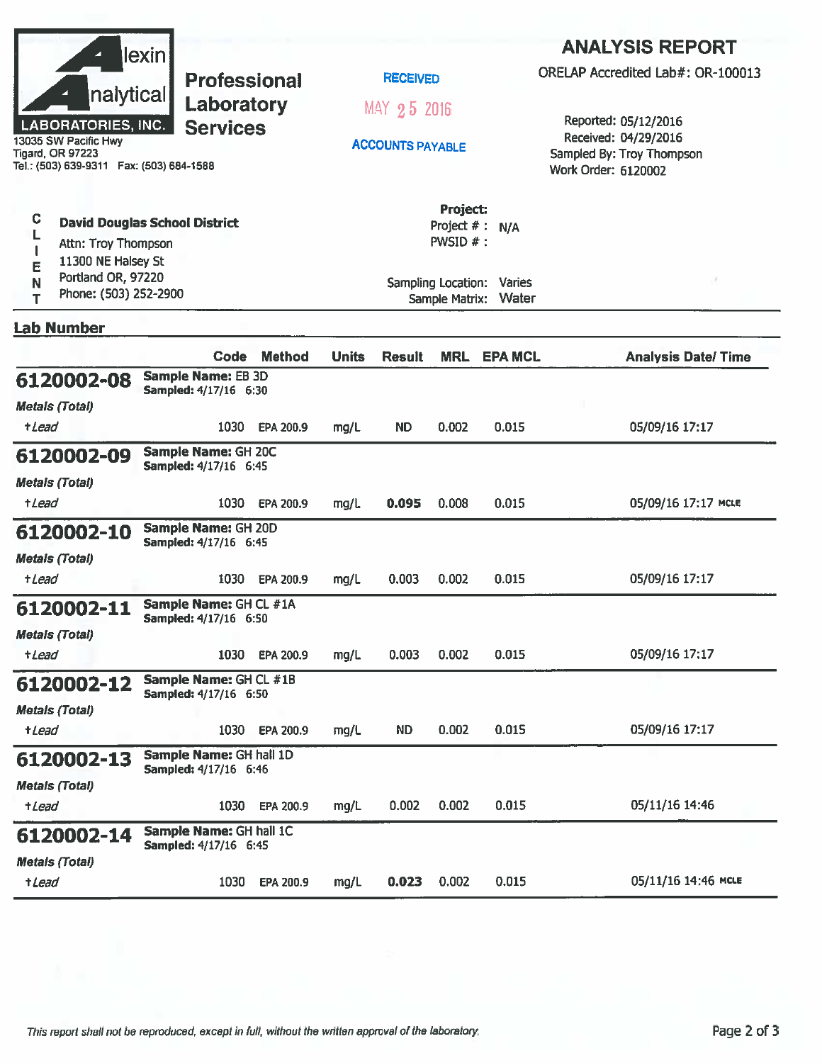**Alexin Analytical Laboratories, Inc.**
13035 SW Pacific Hwy
Tigard, OR 97223
Tel.: (503) 639-9311 Fax: (503) 684-1588

**Professional Laboratory Services**

RECEIVED
MAY 25 2016
ACCOUNTS PAYABLE

# ANALYSIS REPORT

ORELAP Accredited Lab#: OR-100013

Reported: 05/12/2016
Received: 04/29/2016
Sampled By: Troy Thompson
Work Order: 6120002

**CLIENT**

**David Douglas School District**
Attn: Troy Thompson
11300 NE Halsey St
Portland OR, 97220
Phone: (503) 252-2900

**Project:**
Project # : N/A
PWSID # :

Sampling Location: Varies
Sample Matrix: Water

**Lab Number**

| | Code | Method | Units | Result | MRL | EPA MCL | Analysis Date/ Time |
|---|---|---|---|---|---|---|---|
| **6120002-08** **Sample Name:** EB 3D **Sampled:** 4/17/16 6:30 | | | | | | | |
| *Metals (Total)* | | | | | | | |
| †*Lead* | 1030 | EPA 200.9 | mg/L | ND | 0.002 | 0.015 | 05/09/16 17:17 |
| **6120002-09** **Sample Name:** GH 20C **Sampled:** 4/17/16 6:45 | | | | | | | |
| *Metals (Total)* | | | | | | | |
| †*Lead* | 1030 | EPA 200.9 | mg/L | **0.095** | 0.008 | 0.015 | 05/09/16 17:17 MCLE |
| **6120002-10** **Sample Name:** GH 20D **Sampled:** 4/17/16 6:45 | | | | | | | |
| *Metals (Total)* | | | | | | | |
| †*Lead* | 1030 | EPA 200.9 | mg/L | 0.003 | 0.002 | 0.015 | 05/09/16 17:17 |
| **6120002-11** **Sample Name:** GH CL #1A **Sampled:** 4/17/16 6:50 | | | | | | | |
| *Metals (Total)* | | | | | | | |
| †*Lead* | 1030 | EPA 200.9 | mg/L | 0.003 | 0.002 | 0.015 | 05/09/16 17:17 |
| **6120002-12** **Sample Name:** GH CL #1B **Sampled:** 4/17/16 6:50 | | | | | | | |
| *Metals (Total)* | | | | | | | |
| †*Lead* | 1030 | EPA 200.9 | mg/L | ND | 0.002 | 0.015 | 05/09/16 17:17 |
| **6120002-13** **Sample Name:** GH hall 1D **Sampled:** 4/17/16 6:46 | | | | | | | |
| *Metals (Total)* | | | | | | | |
| †*Lead* | 1030 | EPA 200.9 | mg/L | 0.002 | 0.002 | 0.015 | 05/11/16 14:46 |
| **6120002-14** **Sample Name:** GH hall 1C **Sampled:** 4/17/16 6:45 | | | | | | | |
| *Metals (Total)* | | | | | | | |
| †*Lead* | 1030 | EPA 200.9 | mg/L | **0.023** | 0.002 | 0.015 | 05/11/16 14:46 MCLE |

*This report shall not be reproduced, except in full, without the written approval of the laboratory.*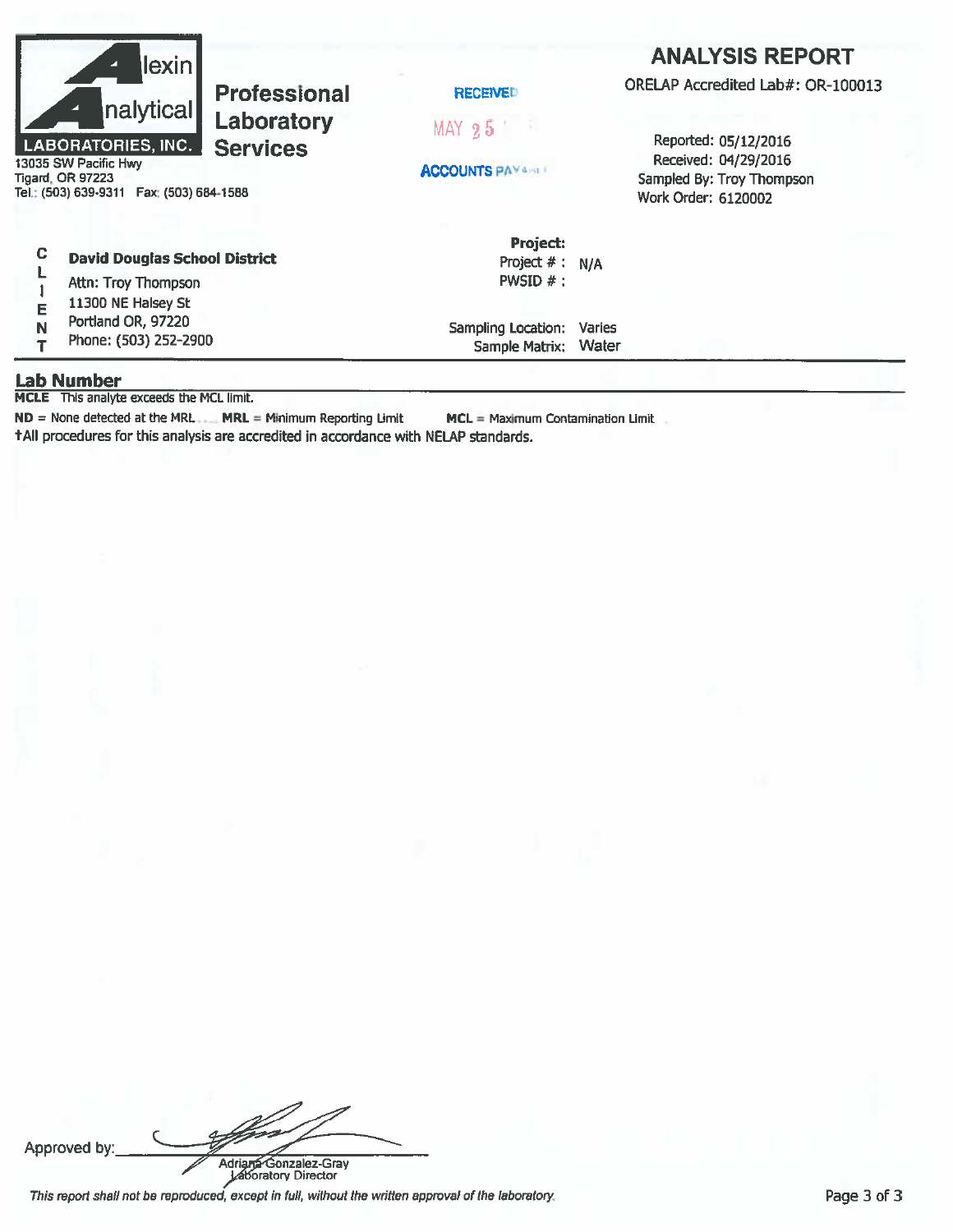**Alexin Analytical LABORATORIES, INC.**

**Professional Laboratory Services**

13035 SW Pacific Hwy
Tigard, OR 97223
Tel.: (503) 639-9311 Fax: (503) 684-1588

RECEIVED
MAY 25
ACCOUNTS PAYABLE

## ANALYSIS REPORT

ORELAP Accredited Lab#: OR-100013

Reported: 05/12/2016
Received: 04/29/2016
Sampled By: Troy Thompson
Work Order: 6120002

**CLIENT**

**David Douglas School District**
Attn: Troy Thompson
11300 NE Halsey St
Portland OR, 97220
Phone: (503) 252-2900

**Project:**
Project # : N/A
PWSID # :

Sampling Location: Varies
Sample Matrix: Water

**Lab Number**

**MCLE** This analyte exceeds the MCL limit.
**ND** = None detected at the MRL **MRL** = Minimum Reporting Limit **MCL** = Maximum Contamination Limit
†All procedures for this analysis are accredited in accordance with NELAP standards.

Approved by: _______________
Adriana Gonzalez-Gray
Laboratory Director

*This report shall not be reproduced, except in full, without the written approval of the laboratory.*